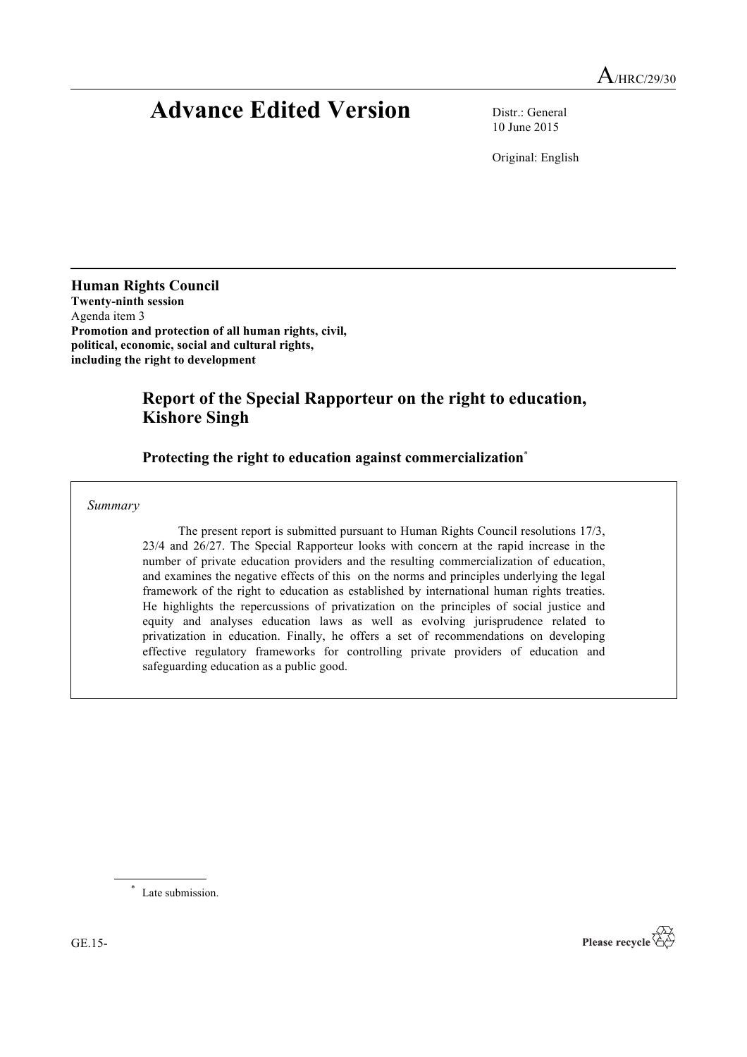A/HRC/29/30

# Advance Edited Version

Distr.: General
10 June 2015

Original: English

**Human Rights Council**
**Twenty-ninth session**
Agenda item 3
**Promotion and protection of all human rights, civil, political, economic, social and cultural rights, including the right to development**

## Report of the Special Rapporteur on the right to education, Kishore Singh

### Protecting the right to education against commercialization*

*Summary*

The present report is submitted pursuant to Human Rights Council resolutions 17/3, 23/4 and 26/27. The Special Rapporteur looks with concern at the rapid increase in the number of private education providers and the resulting commercialization of education, and examines the negative effects of this on the norms and principles underlying the legal framework of the right to education as established by international human rights treaties. He highlights the repercussions of privatization on the principles of social justice and equity and analyses education laws as well as evolving jurisprudence related to privatization in education. Finally, he offers a set of recommendations on developing effective regulatory frameworks for controlling private providers of education and safeguarding education as a public good.

* Late submission.

GE.15-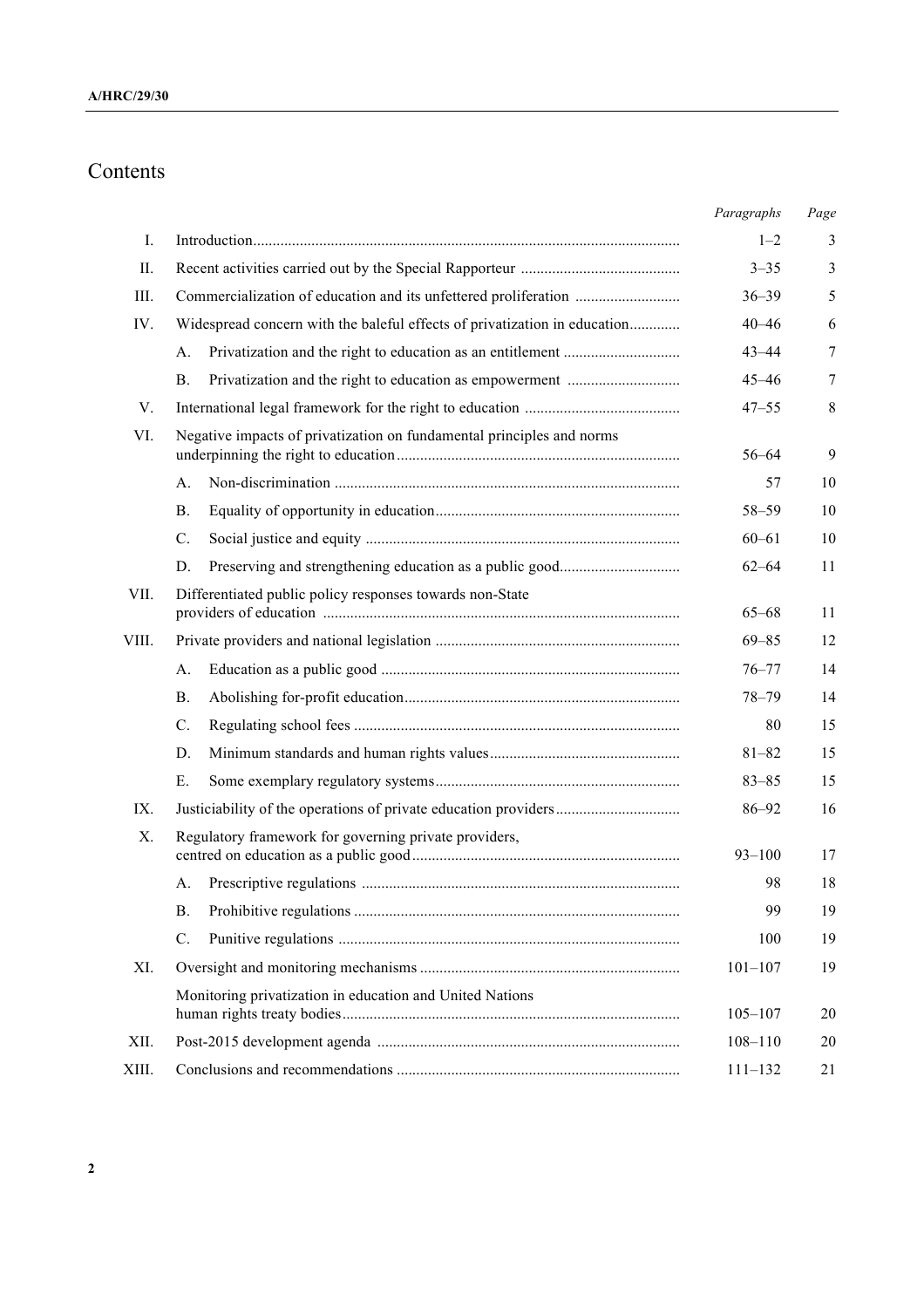# Contents

| | | Paragraphs | Page |
|---|---|---|---|
| I. | Introduction | 1–2 | 3 |
| II. | Recent activities carried out by the Special Rapporteur | 3–35 | 3 |
| III. | Commercialization of education and its unfettered proliferation | 36–39 | 5 |
| IV. | Widespread concern with the baleful effects of privatization in education | 40–46 | 6 |
| | A. Privatization and the right to education as an entitlement | 43–44 | 7 |
| | B. Privatization and the right to education as empowerment | 45–46 | 7 |
| V. | International legal framework for the right to education | 47–55 | 8 |
| VI. | Negative impacts of privatization on fundamental principles and norms underpinning the right to education | 56–64 | 9 |
| | A. Non-discrimination | 57 | 10 |
| | B. Equality of opportunity in education | 58–59 | 10 |
| | C. Social justice and equity | 60–61 | 10 |
| | D. Preserving and strengthening education as a public good | 62–64 | 11 |
| VII. | Differentiated public policy responses towards non-State providers of education | 65–68 | 11 |
| VIII. | Private providers and national legislation | 69–85 | 12 |
| | A. Education as a public good | 76–77 | 14 |
| | B. Abolishing for-profit education | 78–79 | 14 |
| | C. Regulating school fees | 80 | 15 |
| | D. Minimum standards and human rights values | 81–82 | 15 |
| | E. Some exemplary regulatory systems | 83–85 | 15 |
| IX. | Justiciability of the operations of private education providers | 86–92 | 16 |
| X. | Regulatory framework for governing private providers, centred on education as a public good | 93–100 | 17 |
| | A. Prescriptive regulations | 98 | 18 |
| | B. Prohibitive regulations | 99 | 19 |
| | C. Punitive regulations | 100 | 19 |
| XI. | Oversight and monitoring mechanisms | 101–107 | 19 |
| | Monitoring privatization in education and United Nations human rights treaty bodies | 105–107 | 20 |
| XII. | Post-2015 development agenda | 108–110 | 20 |
| XIII. | Conclusions and recommendations | 111–132 | 21 |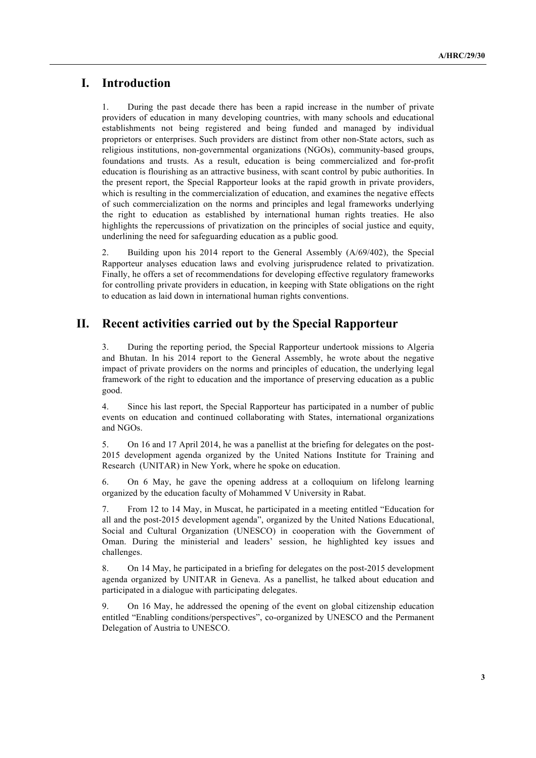# I. Introduction

1. During the past decade there has been a rapid increase in the number of private providers of education in many developing countries, with many schools and educational establishments not being registered and being funded and managed by individual proprietors or enterprises. Such providers are distinct from other non-State actors, such as religious institutions, non-governmental organizations (NGOs), community-based groups, foundations and trusts. As a result, education is being commercialized and for-profit education is flourishing as an attractive business, with scant control by pubic authorities. In the present report, the Special Rapporteur looks at the rapid growth in private providers, which is resulting in the commercialization of education, and examines the negative effects of such commercialization on the norms and principles and legal frameworks underlying the right to education as established by international human rights treaties. He also highlights the repercussions of privatization on the principles of social justice and equity, underlining the need for safeguarding education as a public good.

2. Building upon his 2014 report to the General Assembly (A/69/402), the Special Rapporteur analyses education laws and evolving jurisprudence related to privatization. Finally, he offers a set of recommendations for developing effective regulatory frameworks for controlling private providers in education, in keeping with State obligations on the right to education as laid down in international human rights conventions.

# II. Recent activities carried out by the Special Rapporteur

3. During the reporting period, the Special Rapporteur undertook missions to Algeria and Bhutan. In his 2014 report to the General Assembly, he wrote about the negative impact of private providers on the norms and principles of education, the underlying legal framework of the right to education and the importance of preserving education as a public good.

4. Since his last report, the Special Rapporteur has participated in a number of public events on education and continued collaborating with States, international organizations and NGOs.

5. On 16 and 17 April 2014, he was a panellist at the briefing for delegates on the post-2015 development agenda organized by the United Nations Institute for Training and Research (UNITAR) in New York, where he spoke on education.

6. On 6 May, he gave the opening address at a colloquium on lifelong learning organized by the education faculty of Mohammed V University in Rabat.

7. From 12 to 14 May, in Muscat, he participated in a meeting entitled "Education for all and the post-2015 development agenda", organized by the United Nations Educational, Social and Cultural Organization (UNESCO) in cooperation with the Government of Oman. During the ministerial and leaders' session, he highlighted key issues and challenges.

8. On 14 May, he participated in a briefing for delegates on the post-2015 development agenda organized by UNITAR in Geneva. As a panellist, he talked about education and participated in a dialogue with participating delegates.

9. On 16 May, he addressed the opening of the event on global citizenship education entitled "Enabling conditions/perspectives", co-organized by UNESCO and the Permanent Delegation of Austria to UNESCO.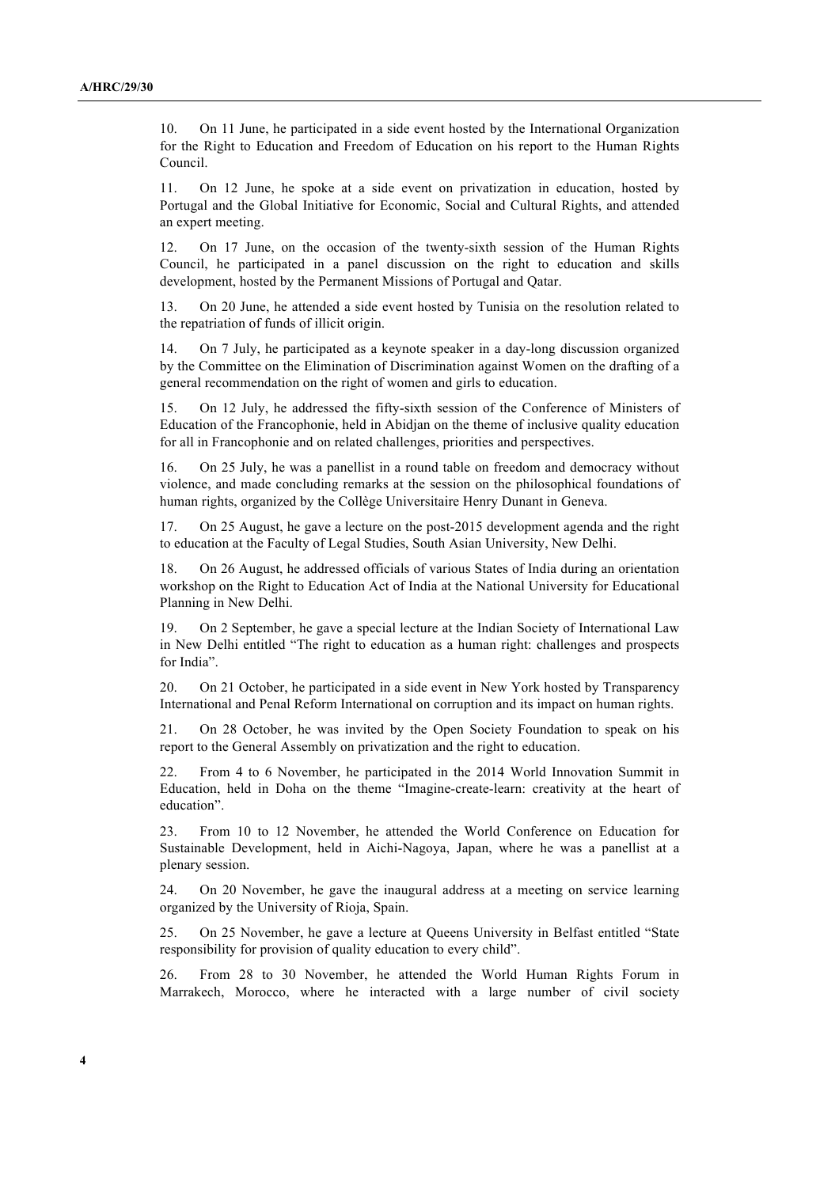10. On 11 June, he participated in a side event hosted by the International Organization for the Right to Education and Freedom of Education on his report to the Human Rights Council.

11. On 12 June, he spoke at a side event on privatization in education, hosted by Portugal and the Global Initiative for Economic, Social and Cultural Rights, and attended an expert meeting.

12. On 17 June, on the occasion of the twenty-sixth session of the Human Rights Council, he participated in a panel discussion on the right to education and skills development, hosted by the Permanent Missions of Portugal and Qatar.

13. On 20 June, he attended a side event hosted by Tunisia on the resolution related to the repatriation of funds of illicit origin.

14. On 7 July, he participated as a keynote speaker in a day-long discussion organized by the Committee on the Elimination of Discrimination against Women on the drafting of a general recommendation on the right of women and girls to education.

15. On 12 July, he addressed the fifty-sixth session of the Conference of Ministers of Education of the Francophonie, held in Abidjan on the theme of inclusive quality education for all in Francophonie and on related challenges, priorities and perspectives.

16. On 25 July, he was a panellist in a round table on freedom and democracy without violence, and made concluding remarks at the session on the philosophical foundations of human rights, organized by the Collège Universitaire Henry Dunant in Geneva.

17. On 25 August, he gave a lecture on the post-2015 development agenda and the right to education at the Faculty of Legal Studies, South Asian University, New Delhi.

18. On 26 August, he addressed officials of various States of India during an orientation workshop on the Right to Education Act of India at the National University for Educational Planning in New Delhi.

19. On 2 September, he gave a special lecture at the Indian Society of International Law in New Delhi entitled "The right to education as a human right: challenges and prospects for India".

20. On 21 October, he participated in a side event in New York hosted by Transparency International and Penal Reform International on corruption and its impact on human rights.

21. On 28 October, he was invited by the Open Society Foundation to speak on his report to the General Assembly on privatization and the right to education.

22. From 4 to 6 November, he participated in the 2014 World Innovation Summit in Education, held in Doha on the theme "Imagine-create-learn: creativity at the heart of education".

23. From 10 to 12 November, he attended the World Conference on Education for Sustainable Development, held in Aichi-Nagoya, Japan, where he was a panellist at a plenary session.

24. On 20 November, he gave the inaugural address at a meeting on service learning organized by the University of Rioja, Spain.

25. On 25 November, he gave a lecture at Queens University in Belfast entitled "State responsibility for provision of quality education to every child".

26. From 28 to 30 November, he attended the World Human Rights Forum in Marrakech, Morocco, where he interacted with a large number of civil society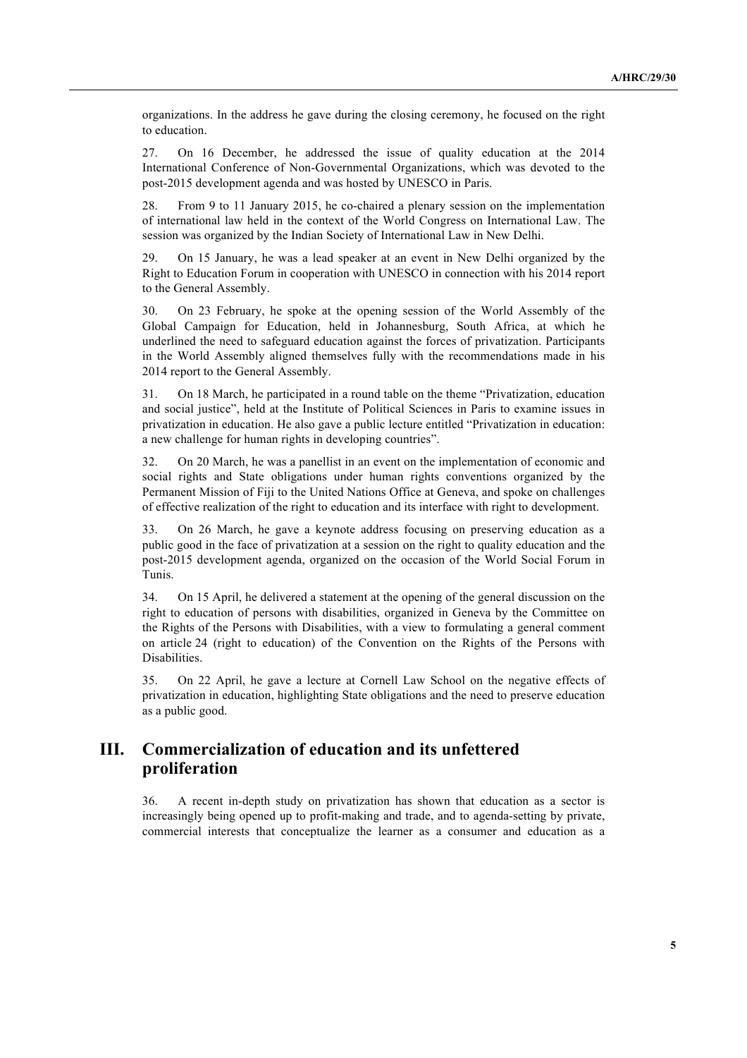organizations. In the address he gave during the closing ceremony, he focused on the right to education.

27. On 16 December, he addressed the issue of quality education at the 2014 International Conference of Non-Governmental Organizations, which was devoted to the post-2015 development agenda and was hosted by UNESCO in Paris.

28. From 9 to 11 January 2015, he co-chaired a plenary session on the implementation of international law held in the context of the World Congress on International Law. The session was organized by the Indian Society of International Law in New Delhi.

29. On 15 January, he was a lead speaker at an event in New Delhi organized by the Right to Education Forum in cooperation with UNESCO in connection with his 2014 report to the General Assembly.

30. On 23 February, he spoke at the opening session of the World Assembly of the Global Campaign for Education, held in Johannesburg, South Africa, at which he underlined the need to safeguard education against the forces of privatization. Participants in the World Assembly aligned themselves fully with the recommendations made in his 2014 report to the General Assembly.

31. On 18 March, he participated in a round table on the theme "Privatization, education and social justice", held at the Institute of Political Sciences in Paris to examine issues in privatization in education. He also gave a public lecture entitled "Privatization in education: a new challenge for human rights in developing countries".

32. On 20 March, he was a panellist in an event on the implementation of economic and social rights and State obligations under human rights conventions organized by the Permanent Mission of Fiji to the United Nations Office at Geneva, and spoke on challenges of effective realization of the right to education and its interface with right to development.

33. On 26 March, he gave a keynote address focusing on preserving education as a public good in the face of privatization at a session on the right to quality education and the post-2015 development agenda, organized on the occasion of the World Social Forum in Tunis.

34. On 15 April, he delivered a statement at the opening of the general discussion on the right to education of persons with disabilities, organized in Geneva by the Committee on the Rights of the Persons with Disabilities, with a view to formulating a general comment on article 24 (right to education) of the Convention on the Rights of the Persons with Disabilities.

35. On 22 April, he gave a lecture at Cornell Law School on the negative effects of privatization in education, highlighting State obligations and the need to preserve education as a public good.

## III. Commercialization of education and its unfettered proliferation

36. A recent in-depth study on privatization has shown that education as a sector is increasingly being opened up to profit-making and trade, and to agenda-setting by private, commercial interests that conceptualize the learner as a consumer and education as a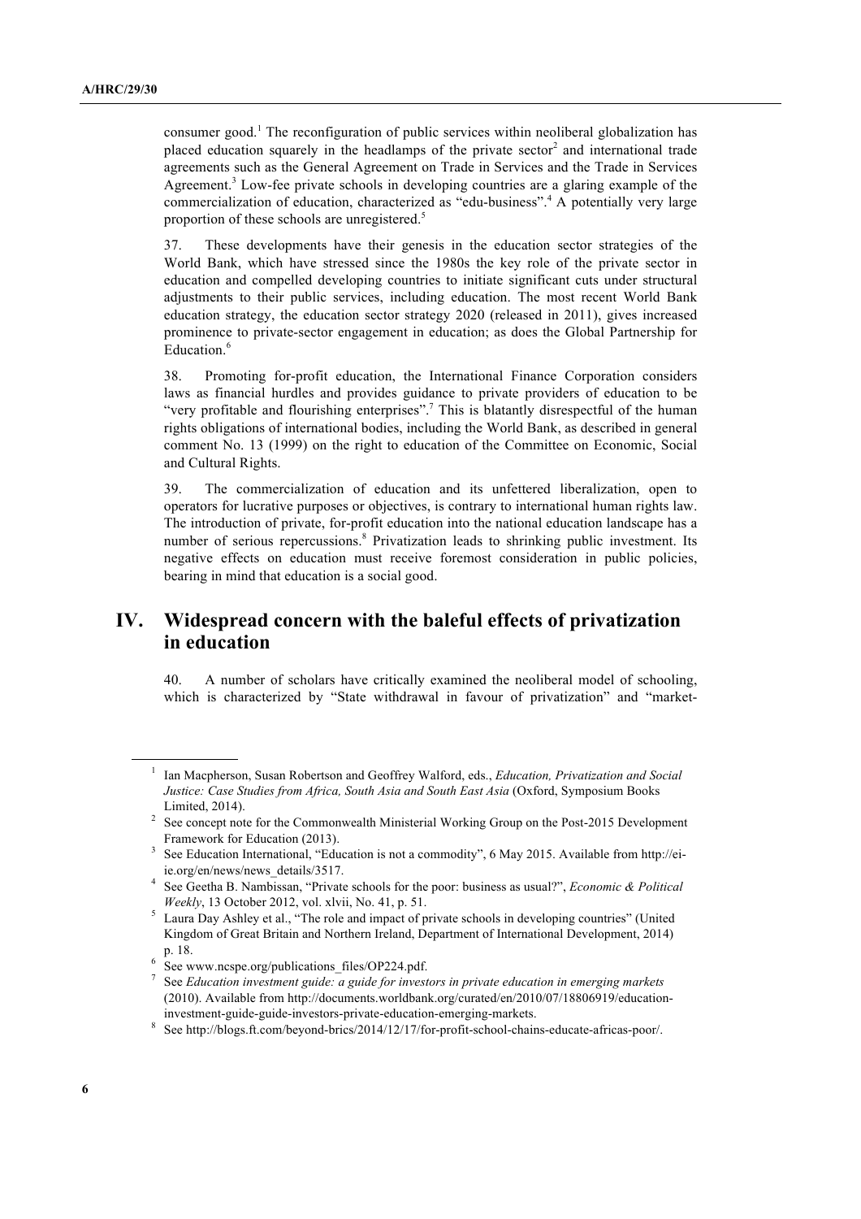consumer good.[1] The reconfiguration of public services within neoliberal globalization has placed education squarely in the headlamps of the private sector[2] and international trade agreements such as the General Agreement on Trade in Services and the Trade in Services Agreement.[3] Low-fee private schools in developing countries are a glaring example of the commercialization of education, characterized as "edu-business".[4] A potentially very large proportion of these schools are unregistered.[5]

37. These developments have their genesis in the education sector strategies of the World Bank, which have stressed since the 1980s the key role of the private sector in education and compelled developing countries to initiate significant cuts under structural adjustments to their public services, including education. The most recent World Bank education strategy, the education sector strategy 2020 (released in 2011), gives increased prominence to private-sector engagement in education; as does the Global Partnership for Education.[6]

38. Promoting for-profit education, the International Finance Corporation considers laws as financial hurdles and provides guidance to private providers of education to be "very profitable and flourishing enterprises".[7] This is blatantly disrespectful of the human rights obligations of international bodies, including the World Bank, as described in general comment No. 13 (1999) on the right to education of the Committee on Economic, Social and Cultural Rights.

39. The commercialization of education and its unfettered liberalization, open to operators for lucrative purposes or objectives, is contrary to international human rights law. The introduction of private, for-profit education into the national education landscape has a number of serious repercussions.[8] Privatization leads to shrinking public investment. Its negative effects on education must receive foremost consideration in public policies, bearing in mind that education is a social good.

## IV. Widespread concern with the baleful effects of privatization in education

40. A number of scholars have critically examined the neoliberal model of schooling, which is characterized by "State withdrawal in favour of privatization" and "market-

---

[1] Ian Macpherson, Susan Robertson and Geoffrey Walford, eds., *Education, Privatization and Social Justice: Case Studies from Africa, South Asia and South East Asia* (Oxford, Symposium Books Limited, 2014).

[2] See concept note for the Commonwealth Ministerial Working Group on the Post-2015 Development Framework for Education (2013).

[3] See Education International, "Education is not a commodity", 6 May 2015. Available from http://ei-ie.org/en/news/news_details/3517.

[4] See Geetha B. Nambissan, "Private schools for the poor: business as usual?", *Economic & Political Weekly*, 13 October 2012, vol. xlvii, No. 41, p. 51.

[5] Laura Day Ashley et al., "The role and impact of private schools in developing countries" (United Kingdom of Great Britain and Northern Ireland, Department of International Development, 2014) p. 18.

[6] See www.ncspe.org/publications_files/OP224.pdf.

[7] See *Education investment guide: a guide for investors in private education in emerging markets* (2010). Available from http://documents.worldbank.org/curated/en/2010/07/18806919/education-investment-guide-guide-investors-private-education-emerging-markets.

[8] See http://blogs.ft.com/beyond-brics/2014/12/17/for-profit-school-chains-educate-africas-poor/.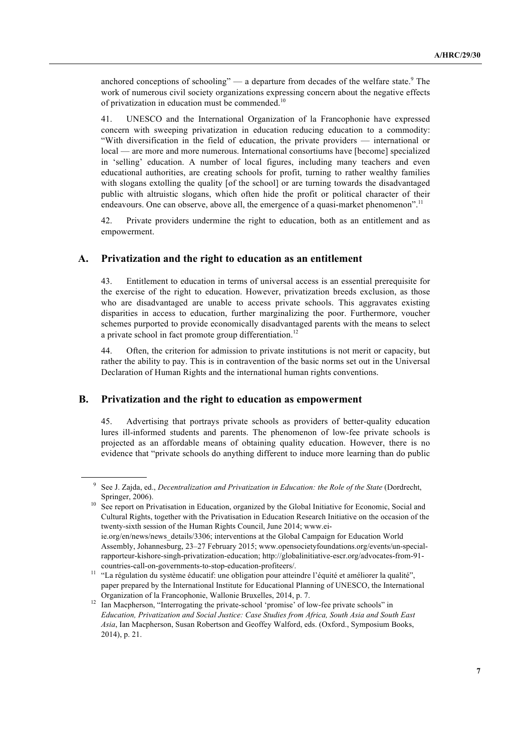anchored conceptions of schooling" — a departure from decades of the welfare state.[9] The work of numerous civil society organizations expressing concern about the negative effects of privatization in education must be commended.[10]

41. UNESCO and the International Organization of la Francophonie have expressed concern with sweeping privatization in education reducing education to a commodity: "With diversification in the field of education, the private providers — international or local — are more and more numerous. International consortiums have [become] specialized in 'selling' education. A number of local figures, including many teachers and even educational authorities, are creating schools for profit, turning to rather wealthy families with slogans extolling the quality [of the school] or are turning towards the disadvantaged public with altruistic slogans, which often hide the profit or political character of their endeavours. One can observe, above all, the emergence of a quasi-market phenomenon".[11]

42. Private providers undermine the right to education, both as an entitlement and as empowerment.

## A. Privatization and the right to education as an entitlement

43. Entitlement to education in terms of universal access is an essential prerequisite for the exercise of the right to education. However, privatization breeds exclusion, as those who are disadvantaged are unable to access private schools. This aggravates existing disparities in access to education, further marginalizing the poor. Furthermore, voucher schemes purported to provide economically disadvantaged parents with the means to select a private school in fact promote group differentiation.[12]

44. Often, the criterion for admission to private institutions is not merit or capacity, but rather the ability to pay. This is in contravention of the basic norms set out in the Universal Declaration of Human Rights and the international human rights conventions.

## B. Privatization and the right to education as empowerment

45. Advertising that portrays private schools as providers of better-quality education lures ill-informed students and parents. The phenomenon of low-fee private schools is projected as an affordable means of obtaining quality education. However, there is no evidence that "private schools do anything different to induce more learning than do public

---

[9] See J. Zajda, ed., *Decentralization and Privatization in Education: the Role of the State* (Dordrecht, Springer, 2006).

[10] See report on Privatisation in Education, organized by the Global Initiative for Economic, Social and Cultural Rights, together with the Privatisation in Education Research Initiative on the occasion of the twenty-sixth session of the Human Rights Council, June 2014; www.ei-ie.org/en/news/news_details/3306; interventions at the Global Campaign for Education World Assembly, Johannesburg, 23–27 February 2015; www.opensocietyfoundations.org/events/un-special-rapporteur-kishore-singh-privatization-education; http://globalinitiative-escr.org/advocates-from-91-countries-call-on-governments-to-stop-education-profiteers/.

[11] "La régulation du système éducatif: une obligation pour atteindre l'équité et améliorer la qualité", paper prepared by the International Institute for Educational Planning of UNESCO, the International Organization of la Francophonie, Wallonie Bruxelles, 2014, p. 7.

[12] Ian Macpherson, "Interrogating the private-school 'promise' of low-fee private schools" in *Education, Privatization and Social Justice: Case Studies from Africa, South Asia and South East Asia*, Ian Macpherson, Susan Robertson and Geoffey Walford, eds. (Oxford., Symposium Books, 2014), p. 21.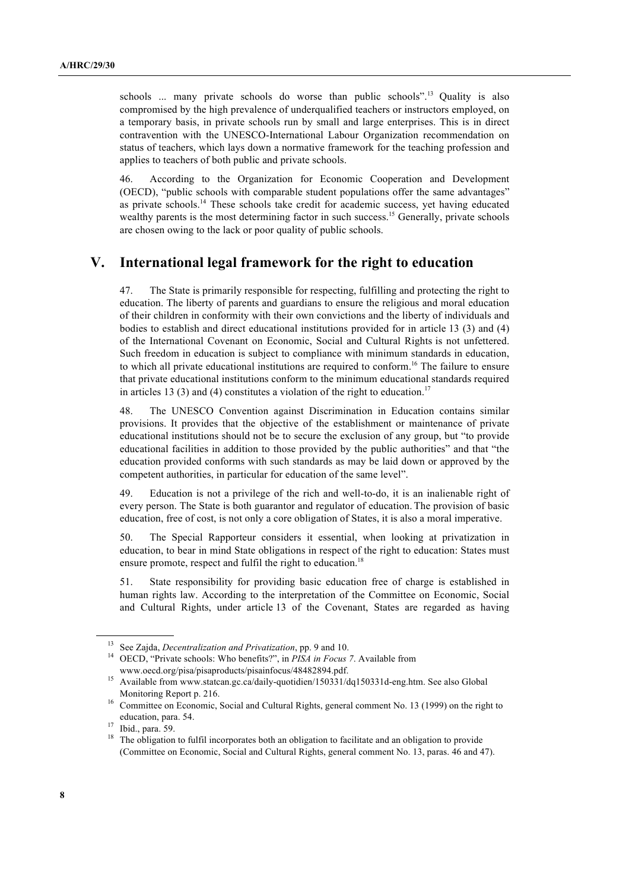schools ... many private schools do worse than public schools".[13] Quality is also compromised by the high prevalence of underqualified teachers or instructors employed, on a temporary basis, in private schools run by small and large enterprises. This is in direct contravention with the UNESCO-International Labour Organization recommendation on status of teachers, which lays down a normative framework for the teaching profession and applies to teachers of both public and private schools.

46. According to the Organization for Economic Cooperation and Development (OECD), "public schools with comparable student populations offer the same advantages" as private schools.[14] These schools take credit for academic success, yet having educated wealthy parents is the most determining factor in such success.[15] Generally, private schools are chosen owing to the lack or poor quality of public schools.

## V. International legal framework for the right to education

47. The State is primarily responsible for respecting, fulfilling and protecting the right to education. The liberty of parents and guardians to ensure the religious and moral education of their children in conformity with their own convictions and the liberty of individuals and bodies to establish and direct educational institutions provided for in article 13 (3) and (4) of the International Covenant on Economic, Social and Cultural Rights is not unfettered. Such freedom in education is subject to compliance with minimum standards in education, to which all private educational institutions are required to conform.[16] The failure to ensure that private educational institutions conform to the minimum educational standards required in articles 13 (3) and (4) constitutes a violation of the right to education.[17]

48. The UNESCO Convention against Discrimination in Education contains similar provisions. It provides that the objective of the establishment or maintenance of private educational institutions should not be to secure the exclusion of any group, but "to provide educational facilities in addition to those provided by the public authorities" and that "the education provided conforms with such standards as may be laid down or approved by the competent authorities, in particular for education of the same level".

49. Education is not a privilege of the rich and well-to-do, it is an inalienable right of every person. The State is both guarantor and regulator of education. The provision of basic education, free of cost, is not only a core obligation of States, it is also a moral imperative.

50. The Special Rapporteur considers it essential, when looking at privatization in education, to bear in mind State obligations in respect of the right to education: States must ensure promote, respect and fulfil the right to education.[18]

51. State responsibility for providing basic education free of charge is established in human rights law. According to the interpretation of the Committee on Economic, Social and Cultural Rights, under article 13 of the Covenant, States are regarded as having

---

[13] See Zajda, *Decentralization and Privatization*, pp. 9 and 10.

[14] OECD, "Private schools: Who benefits?", in *PISA in Focus 7*. Available from www.oecd.org/pisa/pisaproducts/pisainfocus/48482894.pdf.

[15] Available from www.statcan.gc.ca/daily-quotidien/150331/dq150331d-eng.htm. See also Global Monitoring Report p. 216.

[16] Committee on Economic, Social and Cultural Rights, general comment No. 13 (1999) on the right to education, para. 54.

[17] Ibid., para. 59.

[18] The obligation to fulfil incorporates both an obligation to facilitate and an obligation to provide (Committee on Economic, Social and Cultural Rights, general comment No. 13, paras. 46 and 47).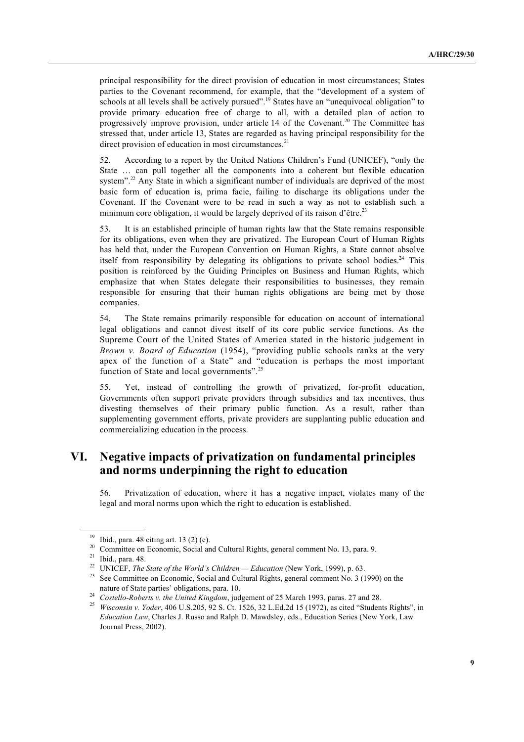principal responsibility for the direct provision of education in most circumstances; States parties to the Covenant recommend, for example, that the "development of a system of schools at all levels shall be actively pursued".[19] States have an "unequivocal obligation" to provide primary education free of charge to all, with a detailed plan of action to progressively improve provision, under article 14 of the Covenant.[20] The Committee has stressed that, under article 13, States are regarded as having principal responsibility for the direct provision of education in most circumstances.[21]

52. According to a report by the United Nations Children's Fund (UNICEF), "only the State … can pull together all the components into a coherent but flexible education system".[22] Any State in which a significant number of individuals are deprived of the most basic form of education is, prima facie, failing to discharge its obligations under the Covenant. If the Covenant were to be read in such a way as not to establish such a minimum core obligation, it would be largely deprived of its raison d'être.[23]

53. It is an established principle of human rights law that the State remains responsible for its obligations, even when they are privatized. The European Court of Human Rights has held that, under the European Convention on Human Rights, a State cannot absolve itself from responsibility by delegating its obligations to private school bodies.[24] This position is reinforced by the Guiding Principles on Business and Human Rights, which emphasize that when States delegate their responsibilities to businesses, they remain responsible for ensuring that their human rights obligations are being met by those companies.

54. The State remains primarily responsible for education on account of international legal obligations and cannot divest itself of its core public service functions. As the Supreme Court of the United States of America stated in the historic judgement in *Brown v. Board of Education* (1954), "providing public schools ranks at the very apex of the function of a State" and "education is perhaps the most important function of State and local governments".[25]

55. Yet, instead of controlling the growth of privatized, for-profit education, Governments often support private providers through subsidies and tax incentives, thus divesting themselves of their primary public function. As a result, rather than supplementing government efforts, private providers are supplanting public education and commercializing education in the process.

## VI. Negative impacts of privatization on fundamental principles and norms underpinning the right to education

56. Privatization of education, where it has a negative impact, violates many of the legal and moral norms upon which the right to education is established.

---

[19] Ibid., para. 48 citing art. 13 (2) (e).

[20] Committee on Economic, Social and Cultural Rights, general comment No. 13, para. 9.

[21] Ibid., para. 48.

[22] UNICEF, *The State of the World's Children — Education* (New York, 1999), p. 63.

[23] See Committee on Economic, Social and Cultural Rights, general comment No. 3 (1990) on the nature of State parties' obligations, para. 10.

[24] *Costello-Roberts v. the United Kingdom*, judgement of 25 March 1993, paras. 27 and 28.

[25] *Wisconsin v. Yoder*, 406 U.S.205, 92 S. Ct. 1526, 32 L.Ed.2d 15 (1972), as cited "Students Rights", in *Education Law*, Charles J. Russo and Ralph D. Mawdsley, eds., Education Series (New York, Law Journal Press, 2002).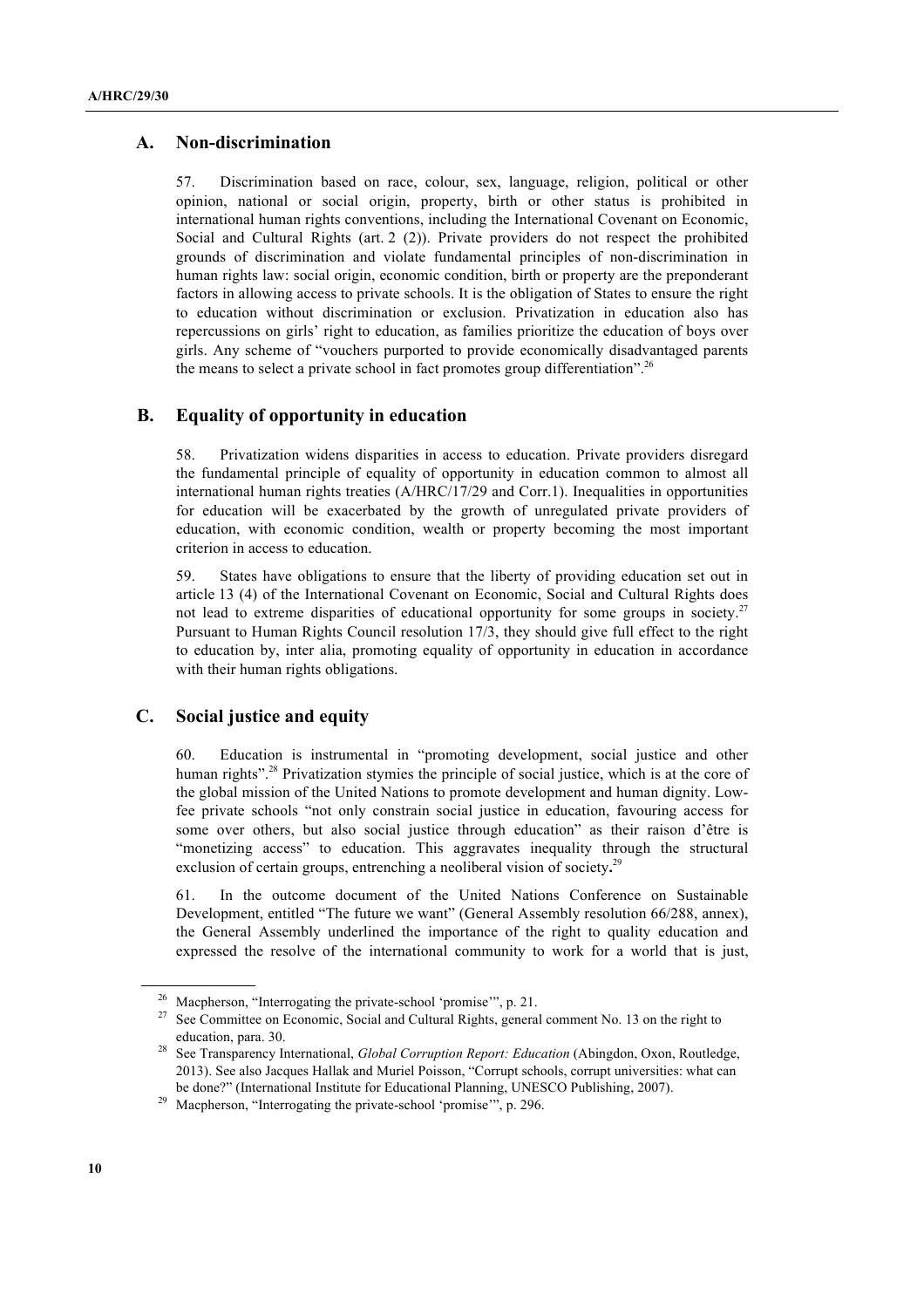## A. Non-discrimination

57. Discrimination based on race, colour, sex, language, religion, political or other opinion, national or social origin, property, birth or other status is prohibited in international human rights conventions, including the International Covenant on Economic, Social and Cultural Rights (art. 2 (2)). Private providers do not respect the prohibited grounds of discrimination and violate fundamental principles of non-discrimination in human rights law: social origin, economic condition, birth or property are the preponderant factors in allowing access to private schools. It is the obligation of States to ensure the right to education without discrimination or exclusion. Privatization in education also has repercussions on girls' right to education, as families prioritize the education of boys over girls. Any scheme of "vouchers purported to provide economically disadvantaged parents the means to select a private school in fact promotes group differentiation".[26]

## B. Equality of opportunity in education

58. Privatization widens disparities in access to education. Private providers disregard the fundamental principle of equality of opportunity in education common to almost all international human rights treaties (A/HRC/17/29 and Corr.1). Inequalities in opportunities for education will be exacerbated by the growth of unregulated private providers of education, with economic condition, wealth or property becoming the most important criterion in access to education.

59. States have obligations to ensure that the liberty of providing education set out in article 13 (4) of the International Covenant on Economic, Social and Cultural Rights does not lead to extreme disparities of educational opportunity for some groups in society.[27] Pursuant to Human Rights Council resolution 17/3, they should give full effect to the right to education by, inter alia, promoting equality of opportunity in education in accordance with their human rights obligations.

## C. Social justice and equity

60. Education is instrumental in "promoting development, social justice and other human rights".[28] Privatization stymies the principle of social justice, which is at the core of the global mission of the United Nations to promote development and human dignity. Low-fee private schools "not only constrain social justice in education, favouring access for some over others, but also social justice through education" as their raison d'être is "monetizing access" to education. This aggravates inequality through the structural exclusion of certain groups, entrenching a neoliberal vision of society**.**[29]

61. In the outcome document of the United Nations Conference on Sustainable Development, entitled "The future we want" (General Assembly resolution 66/288, annex), the General Assembly underlined the importance of the right to quality education and expressed the resolve of the international community to work for a world that is just,

---

[26] Macpherson, "Interrogating the private-school 'promise'", p. 21.

[27] See Committee on Economic, Social and Cultural Rights, general comment No. 13 on the right to education, para. 30.

[28] See Transparency International, *Global Corruption Report: Education* (Abingdon, Oxon, Routledge, 2013). See also Jacques Hallak and Muriel Poisson, "Corrupt schools, corrupt universities: what can be done?" (International Institute for Educational Planning, UNESCO Publishing, 2007).

[29] Macpherson, "Interrogating the private-school 'promise'", p. 296.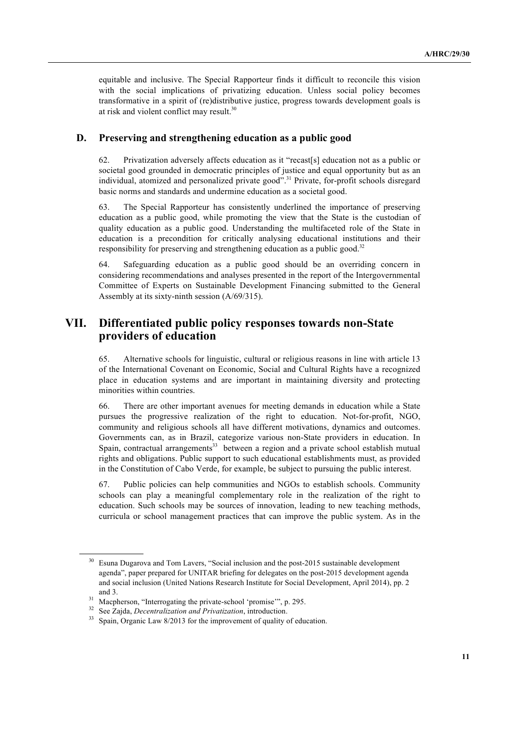equitable and inclusive. The Special Rapporteur finds it difficult to reconcile this vision with the social implications of privatizing education. Unless social policy becomes transformative in a spirit of (re)distributive justice, progress towards development goals is at risk and violent conflict may result.[30]

### D. Preserving and strengthening education as a public good

62. Privatization adversely affects education as it "recast[s] education not as a public or societal good grounded in democratic principles of justice and equal opportunity but as an individual, atomized and personalized private good".[31] Private, for-profit schools disregard basic norms and standards and undermine education as a societal good.

63. The Special Rapporteur has consistently underlined the importance of preserving education as a public good, while promoting the view that the State is the custodian of quality education as a public good. Understanding the multifaceted role of the State in education is a precondition for critically analysing educational institutions and their responsibility for preserving and strengthening education as a public good.[32]

64. Safeguarding education as a public good should be an overriding concern in considering recommendations and analyses presented in the report of the Intergovernmental Committee of Experts on Sustainable Development Financing submitted to the General Assembly at its sixty-ninth session (A/69/315).

## VII. Differentiated public policy responses towards non-State providers of education

65. Alternative schools for linguistic, cultural or religious reasons in line with article 13 of the International Covenant on Economic, Social and Cultural Rights have a recognized place in education systems and are important in maintaining diversity and protecting minorities within countries.

66. There are other important avenues for meeting demands in education while a State pursues the progressive realization of the right to education. Not-for-profit, NGO, community and religious schools all have different motivations, dynamics and outcomes. Governments can, as in Brazil, categorize various non-State providers in education. In Spain, contractual arrangements[33] between a region and a private school establish mutual rights and obligations. Public support to such educational establishments must, as provided in the Constitution of Cabo Verde, for example, be subject to pursuing the public interest.

67. Public policies can help communities and NGOs to establish schools. Community schools can play a meaningful complementary role in the realization of the right to education. Such schools may be sources of innovation, leading to new teaching methods, curricula or school management practices that can improve the public system. As in the

---

[30] Esuna Dugarova and Tom Lavers, "Social inclusion and the post-2015 sustainable development agenda", paper prepared for UNITAR briefing for delegates on the post-2015 development agenda and social inclusion (United Nations Research Institute for Social Development, April 2014), pp. 2 and 3.

[31] Macpherson, "Interrogating the private-school 'promise'", p. 295.

[32] See Zajda, *Decentralization and Privatization*, introduction.

[33] Spain, Organic Law 8/2013 for the improvement of quality of education.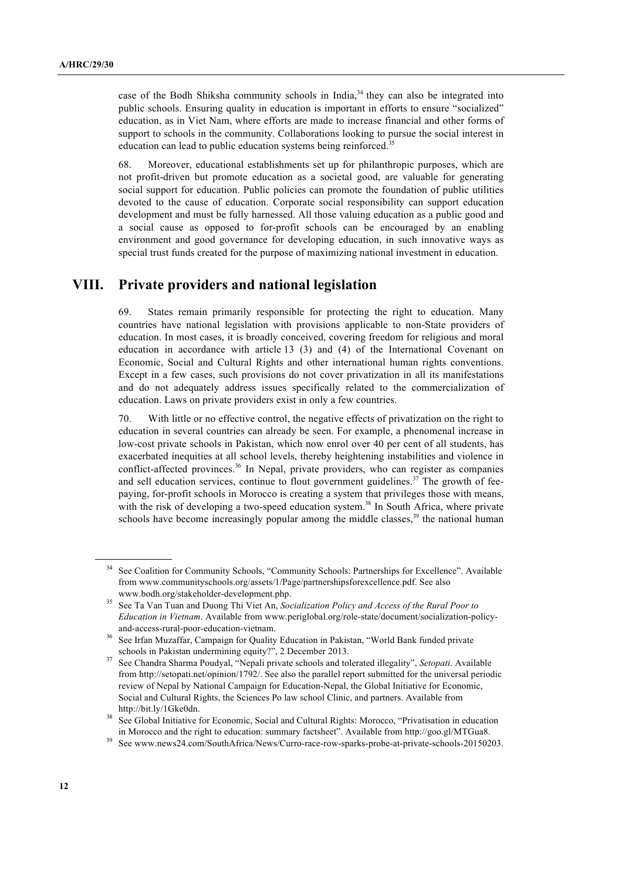case of the Bodh Shiksha community schools in India,[34] they can also be integrated into public schools. Ensuring quality in education is important in efforts to ensure "socialized" education, as in Viet Nam, where efforts are made to increase financial and other forms of support to schools in the community. Collaborations looking to pursue the social interest in education can lead to public education systems being reinforced.[35]

68. Moreover, educational establishments set up for philanthropic purposes, which are not profit-driven but promote education as a societal good, are valuable for generating social support for education. Public policies can promote the foundation of public utilities devoted to the cause of education. Corporate social responsibility can support education development and must be fully harnessed. All those valuing education as a public good and a social cause as opposed to for-profit schools can be encouraged by an enabling environment and good governance for developing education, in such innovative ways as special trust funds created for the purpose of maximizing national investment in education.

## VIII. Private providers and national legislation

69. States remain primarily responsible for protecting the right to education. Many countries have national legislation with provisions applicable to non-State providers of education. In most cases, it is broadly conceived, covering freedom for religious and moral education in accordance with article 13 (3) and (4) of the International Covenant on Economic, Social and Cultural Rights and other international human rights conventions. Except in a few cases, such provisions do not cover privatization in all its manifestations and do not adequately address issues specifically related to the commercialization of education. Laws on private providers exist in only a few countries.

70. With little or no effective control, the negative effects of privatization on the right to education in several countries can already be seen. For example, a phenomenal increase in low-cost private schools in Pakistan, which now enrol over 40 per cent of all students, has exacerbated inequities at all school levels, thereby heightening instabilities and violence in conflict-affected provinces.[36] In Nepal, private providers, who can register as companies and sell education services, continue to flout government guidelines.[37] The growth of fee-paying, for-profit schools in Morocco is creating a system that privileges those with means, with the risk of developing a two-speed education system.[38] In South Africa, where private schools have become increasingly popular among the middle classes,[39] the national human

---

[34] See Coalition for Community Schools, "Community Schools: Partnerships for Excellence". Available from www.communityschools.org/assets/1/Page/partnershipsforexcellence.pdf. See also www.bodh.org/stakeholder-development.php.

[35] See Ta Van Tuan and Duong Thi Viet An, *Socialization Policy and Access of the Rural Poor to Education in Vietnam*. Available from www.periglobal.org/role-state/document/socialization-policy-and-access-rural-poor-education-vietnam.

[36] See Irfan Muzaffar, Campaign for Quality Education in Pakistan, "World Bank funded private schools in Pakistan undermining equity?", 2 December 2013.

[37] See Chandra Sharma Poudyal, "Nepali private schools and tolerated illegality", *Setopati*. Available from http://setopati.net/opinion/1792/. See also the parallel report submitted for the universal periodic review of Nepal by National Campaign for Education-Nepal, the Global Initiative for Economic, Social and Cultural Rights, the Sciences Po law school Clinic, and partners. Available from http://bit.ly/1Gke0dn.

[38] See Global Initiative for Economic, Social and Cultural Rights: Morocco, "Privatisation in education in Morocco and the right to education: summary factsheet". Available from http://goo.gl/MTGua8.

[39] See www.news24.com/SouthAfrica/News/Curro-race-row-sparks-probe-at-private-schools-20150203.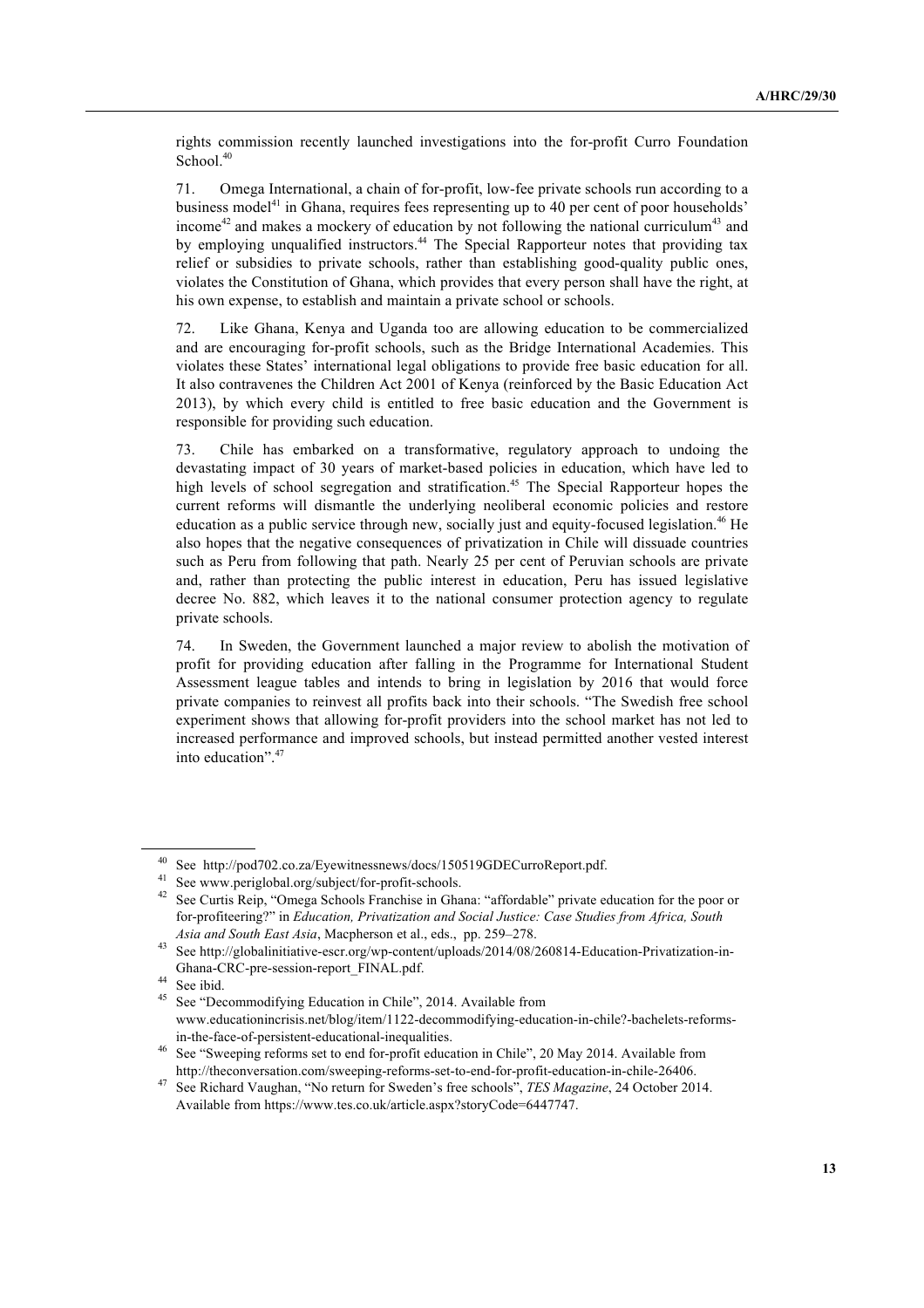rights commission recently launched investigations into the for-profit Curro Foundation School.[40]

71. Omega International, a chain of for-profit, low-fee private schools run according to a business model[41] in Ghana, requires fees representing up to 40 per cent of poor households' income[42] and makes a mockery of education by not following the national curriculum[43] and by employing unqualified instructors.[44] The Special Rapporteur notes that providing tax relief or subsidies to private schools, rather than establishing good-quality public ones, violates the Constitution of Ghana, which provides that every person shall have the right, at his own expense, to establish and maintain a private school or schools.

72. Like Ghana, Kenya and Uganda too are allowing education to be commercialized and are encouraging for-profit schools, such as the Bridge International Academies. This violates these States' international legal obligations to provide free basic education for all. It also contravenes the Children Act 2001 of Kenya (reinforced by the Basic Education Act 2013), by which every child is entitled to free basic education and the Government is responsible for providing such education.

73. Chile has embarked on a transformative, regulatory approach to undoing the devastating impact of 30 years of market-based policies in education, which have led to high levels of school segregation and stratification.[45] The Special Rapporteur hopes the current reforms will dismantle the underlying neoliberal economic policies and restore education as a public service through new, socially just and equity-focused legislation.[46] He also hopes that the negative consequences of privatization in Chile will dissuade countries such as Peru from following that path. Nearly 25 per cent of Peruvian schools are private and, rather than protecting the public interest in education, Peru has issued legislative decree No. 882, which leaves it to the national consumer protection agency to regulate private schools.

74. In Sweden, the Government launched a major review to abolish the motivation of profit for providing education after falling in the Programme for International Student Assessment league tables and intends to bring in legislation by 2016 that would force private companies to reinvest all profits back into their schools. "The Swedish free school experiment shows that allowing for-profit providers into the school market has not led to increased performance and improved schools, but instead permitted another vested interest into education".[47]

---

[40] See http://pod702.co.za/Eyewitnessnews/docs/150519GDECurroReport.pdf.

[41] See www.periglobal.org/subject/for-profit-schools.

[42] See Curtis Reip, "Omega Schools Franchise in Ghana: "affordable" private education for the poor or for-profiteering?" in *Education, Privatization and Social Justice: Case Studies from Africa, South Asia and South East Asia*, Macpherson et al., eds., pp. 259–278.

[43] See http://globalinitiative-escr.org/wp-content/uploads/2014/08/260814-Education-Privatization-in-Ghana-CRC-pre-session-report_FINAL.pdf.

[44] See ibid.

[45] See "Decommodifying Education in Chile", 2014. Available from www.educationincrisis.net/blog/item/1122-decommodifying-education-in-chile?-bachelets-reforms-in-the-face-of-persistent-educational-inequalities.

[46] See "Sweeping reforms set to end for-profit education in Chile", 20 May 2014. Available from http://theconversation.com/sweeping-reforms-set-to-end-for-profit-education-in-chile-26406.

[47] See Richard Vaughan, "No return for Sweden's free schools", *TES Magazine*, 24 October 2014. Available from https://www.tes.co.uk/article.aspx?storyCode=6447747.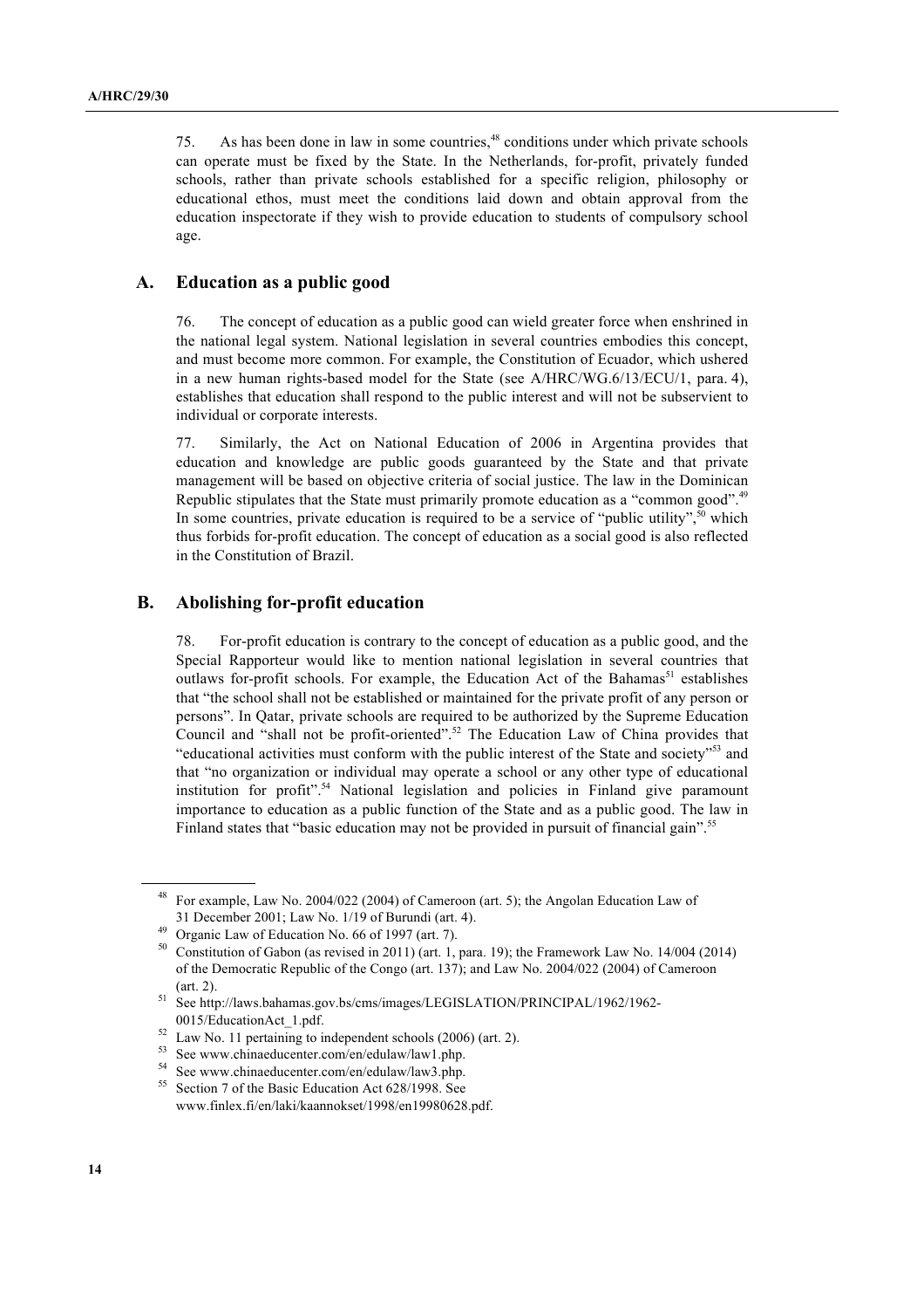75. As has been done in law in some countries,[48] conditions under which private schools can operate must be fixed by the State. In the Netherlands, for-profit, privately funded schools, rather than private schools established for a specific religion, philosophy or educational ethos, must meet the conditions laid down and obtain approval from the education inspectorate if they wish to provide education to students of compulsory school age.

## A. Education as a public good

76. The concept of education as a public good can wield greater force when enshrined in the national legal system. National legislation in several countries embodies this concept, and must become more common. For example, the Constitution of Ecuador, which ushered in a new human rights-based model for the State (see A/HRC/WG.6/13/ECU/1, para. 4), establishes that education shall respond to the public interest and will not be subservient to individual or corporate interests.

77. Similarly, the Act on National Education of 2006 in Argentina provides that education and knowledge are public goods guaranteed by the State and that private management will be based on objective criteria of social justice. The law in the Dominican Republic stipulates that the State must primarily promote education as a "common good".[49] In some countries, private education is required to be a service of "public utility",[50] which thus forbids for-profit education. The concept of education as a social good is also reflected in the Constitution of Brazil.

## B. Abolishing for-profit education

78. For-profit education is contrary to the concept of education as a public good, and the Special Rapporteur would like to mention national legislation in several countries that outlaws for-profit schools. For example, the Education Act of the Bahamas[51] establishes that "the school shall not be established or maintained for the private profit of any person or persons". In Qatar, private schools are required to be authorized by the Supreme Education Council and "shall not be profit-oriented".[52] The Education Law of China provides that "educational activities must conform with the public interest of the State and society"[53] and that "no organization or individual may operate a school or any other type of educational institution for profit".[54] National legislation and policies in Finland give paramount importance to education as a public function of the State and as a public good. The law in Finland states that "basic education may not be provided in pursuit of financial gain".[55]

---

[48] For example, Law No. 2004/022 (2004) of Cameroon (art. 5); the Angolan Education Law of 31 December 2001; Law No. 1/19 of Burundi (art. 4).

[49] Organic Law of Education No. 66 of 1997 (art. 7).

[50] Constitution of Gabon (as revised in 2011) (art. 1, para. 19); the Framework Law No. 14/004 (2014) of the Democratic Republic of the Congo (art. 137); and Law No. 2004/022 (2004) of Cameroon (art. 2).

[51] See http://laws.bahamas.gov.bs/cms/images/LEGISLATION/PRINCIPAL/1962/1962-0015/EducationAct_1.pdf.

[52] Law No. 11 pertaining to independent schools (2006) (art. 2).

[53] See www.chinaeducenter.com/en/edulaw/law1.php.

[54] See www.chinaeducenter.com/en/edulaw/law3.php.

[55] Section 7 of the Basic Education Act 628/1998. See www.finlex.fi/en/laki/kaannokset/1998/en19980628.pdf.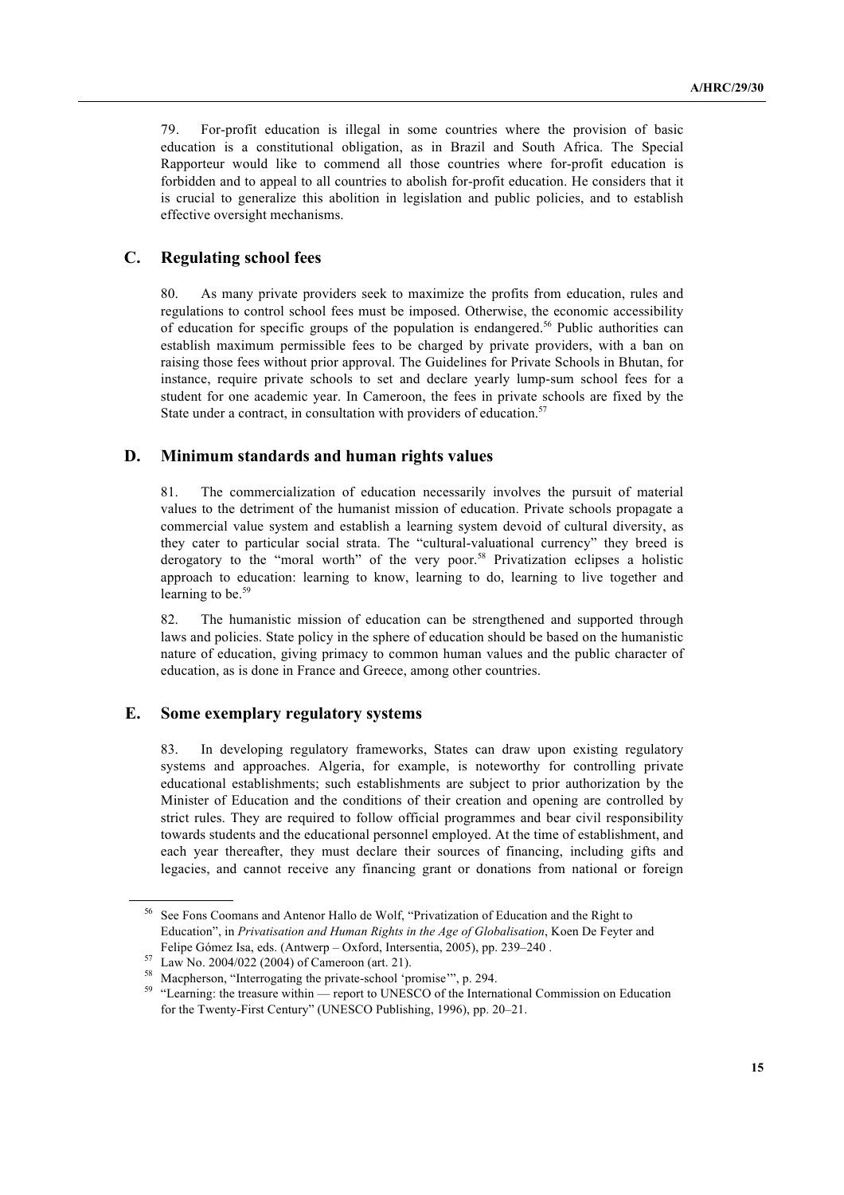79. For-profit education is illegal in some countries where the provision of basic education is a constitutional obligation, as in Brazil and South Africa. The Special Rapporteur would like to commend all those countries where for-profit education is forbidden and to appeal to all countries to abolish for-profit education. He considers that it is crucial to generalize this abolition in legislation and public policies, and to establish effective oversight mechanisms.

## C. Regulating school fees

80. As many private providers seek to maximize the profits from education, rules and regulations to control school fees must be imposed. Otherwise, the economic accessibility of education for specific groups of the population is endangered.[56] Public authorities can establish maximum permissible fees to be charged by private providers, with a ban on raising those fees without prior approval. The Guidelines for Private Schools in Bhutan, for instance, require private schools to set and declare yearly lump-sum school fees for a student for one academic year. In Cameroon, the fees in private schools are fixed by the State under a contract, in consultation with providers of education.[57]

## D. Minimum standards and human rights values

81. The commercialization of education necessarily involves the pursuit of material values to the detriment of the humanist mission of education. Private schools propagate a commercial value system and establish a learning system devoid of cultural diversity, as they cater to particular social strata. The "cultural-valuational currency" they breed is derogatory to the "moral worth" of the very poor.[58] Privatization eclipses a holistic approach to education: learning to know, learning to do, learning to live together and learning to be.[59]

82. The humanistic mission of education can be strengthened and supported through laws and policies. State policy in the sphere of education should be based on the humanistic nature of education, giving primacy to common human values and the public character of education, as is done in France and Greece, among other countries.

## E. Some exemplary regulatory systems

83. In developing regulatory frameworks, States can draw upon existing regulatory systems and approaches. Algeria, for example, is noteworthy for controlling private educational establishments; such establishments are subject to prior authorization by the Minister of Education and the conditions of their creation and opening are controlled by strict rules. They are required to follow official programmes and bear civil responsibility towards students and the educational personnel employed. At the time of establishment, and each year thereafter, they must declare their sources of financing, including gifts and legacies, and cannot receive any financing grant or donations from national or foreign

---

[56] See Fons Coomans and Antenor Hallo de Wolf, "Privatization of Education and the Right to Education", in *Privatisation and Human Rights in the Age of Globalisation*, Koen De Feyter and Felipe Gómez Isa, eds. (Antwerp – Oxford, Intersentia, 2005), pp. 239–240 .

[57] Law No. 2004/022 (2004) of Cameroon (art. 21).

[58] Macpherson, "Interrogating the private-school 'promise'", p. 294.

[59] "Learning: the treasure within — report to UNESCO of the International Commission on Education for the Twenty-First Century" (UNESCO Publishing, 1996), pp. 20–21.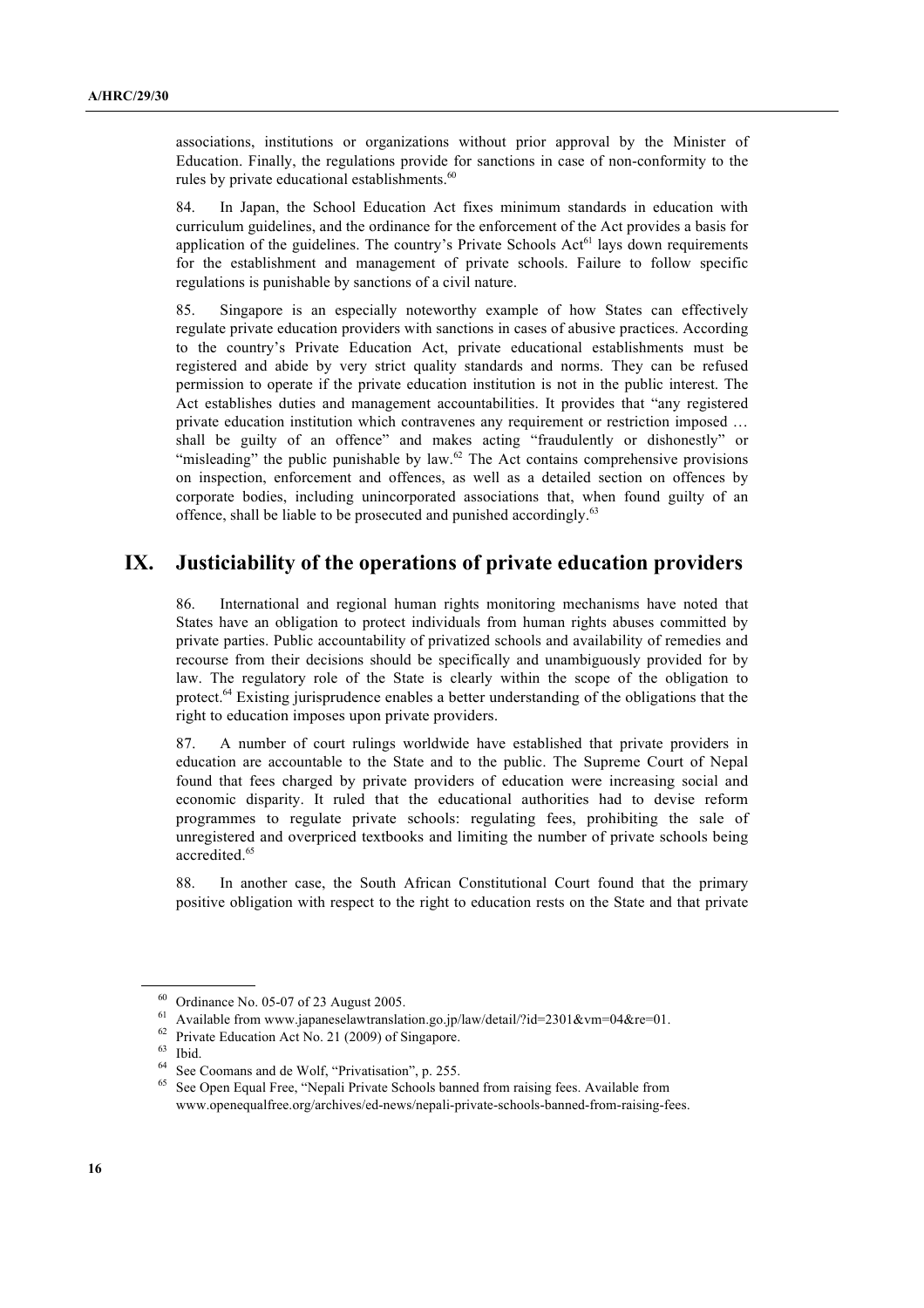associations, institutions or organizations without prior approval by the Minister of Education. Finally, the regulations provide for sanctions in case of non-conformity to the rules by private educational establishments.[60]

84. In Japan, the School Education Act fixes minimum standards in education with curriculum guidelines, and the ordinance for the enforcement of the Act provides a basis for application of the guidelines. The country's Private Schools Act[61] lays down requirements for the establishment and management of private schools. Failure to follow specific regulations is punishable by sanctions of a civil nature.

85. Singapore is an especially noteworthy example of how States can effectively regulate private education providers with sanctions in cases of abusive practices. According to the country's Private Education Act, private educational establishments must be registered and abide by very strict quality standards and norms. They can be refused permission to operate if the private education institution is not in the public interest. The Act establishes duties and management accountabilities. It provides that "any registered private education institution which contravenes any requirement or restriction imposed … shall be guilty of an offence" and makes acting "fraudulently or dishonestly" or "misleading" the public punishable by law.[62] The Act contains comprehensive provisions on inspection, enforcement and offences, as well as a detailed section on offences by corporate bodies, including unincorporated associations that, when found guilty of an offence, shall be liable to be prosecuted and punished accordingly.[63]

## IX. Justiciability of the operations of private education providers

86. International and regional human rights monitoring mechanisms have noted that States have an obligation to protect individuals from human rights abuses committed by private parties. Public accountability of privatized schools and availability of remedies and recourse from their decisions should be specifically and unambiguously provided for by law. The regulatory role of the State is clearly within the scope of the obligation to protect.[64] Existing jurisprudence enables a better understanding of the obligations that the right to education imposes upon private providers.

87. A number of court rulings worldwide have established that private providers in education are accountable to the State and to the public. The Supreme Court of Nepal found that fees charged by private providers of education were increasing social and economic disparity. It ruled that the educational authorities had to devise reform programmes to regulate private schools: regulating fees, prohibiting the sale of unregistered and overpriced textbooks and limiting the number of private schools being accredited.[65]

88. In another case, the South African Constitutional Court found that the primary positive obligation with respect to the right to education rests on the State and that private

---

[60] Ordinance No. 05-07 of 23 August 2005.

[61] Available from www.japaneselawtranslation.go.jp/law/detail/?id=2301&vm=04&re=01.

[62] Private Education Act No. 21 (2009) of Singapore.

[63] Ibid.

[64] See Coomans and de Wolf, "Privatisation", p. 255.

[65] See Open Equal Free, "Nepali Private Schools banned from raising fees. Available from www.openequalfree.org/archives/ed-news/nepali-private-schools-banned-from-raising-fees.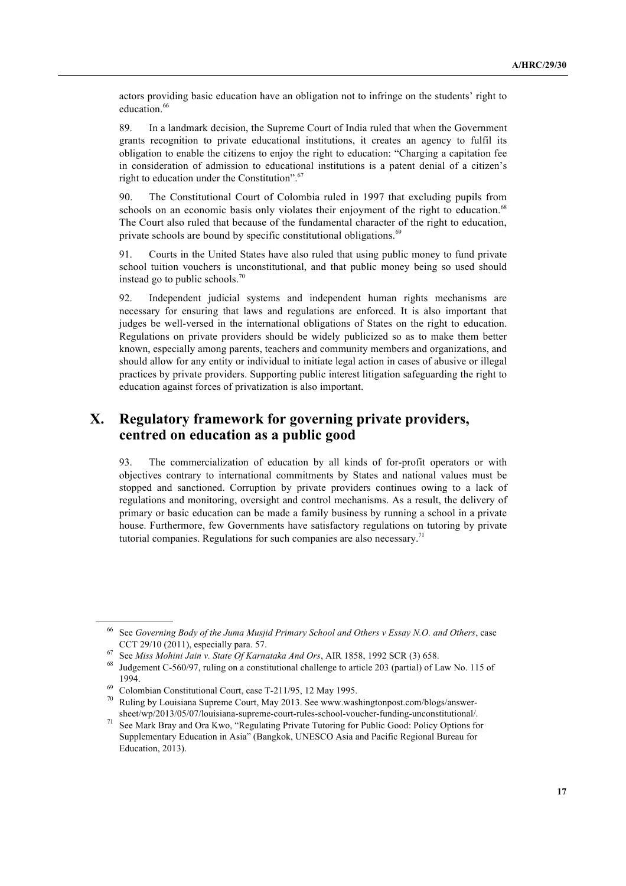actors providing basic education have an obligation not to infringe on the students' right to education.[66]

89. In a landmark decision, the Supreme Court of India ruled that when the Government grants recognition to private educational institutions, it creates an agency to fulfil its obligation to enable the citizens to enjoy the right to education: "Charging a capitation fee in consideration of admission to educational institutions is a patent denial of a citizen's right to education under the Constitution".[67]

90. The Constitutional Court of Colombia ruled in 1997 that excluding pupils from schools on an economic basis only violates their enjoyment of the right to education.[68] The Court also ruled that because of the fundamental character of the right to education, private schools are bound by specific constitutional obligations.[69]

91. Courts in the United States have also ruled that using public money to fund private school tuition vouchers is unconstitutional, and that public money being so used should instead go to public schools.[70]

92. Independent judicial systems and independent human rights mechanisms are necessary for ensuring that laws and regulations are enforced. It is also important that judges be well-versed in the international obligations of States on the right to education. Regulations on private providers should be widely publicized so as to make them better known, especially among parents, teachers and community members and organizations, and should allow for any entity or individual to initiate legal action in cases of abusive or illegal practices by private providers. Supporting public interest litigation safeguarding the right to education against forces of privatization is also important.

## X. Regulatory framework for governing private providers, centred on education as a public good

93. The commercialization of education by all kinds of for-profit operators or with objectives contrary to international commitments by States and national values must be stopped and sanctioned. Corruption by private providers continues owing to a lack of regulations and monitoring, oversight and control mechanisms. As a result, the delivery of primary or basic education can be made a family business by running a school in a private house. Furthermore, few Governments have satisfactory regulations on tutoring by private tutorial companies. Regulations for such companies are also necessary.[71]

---

[66] See *Governing Body of the Juma Musjid Primary School and Others v Essay N.O. and Others*, case CCT 29/10 (2011), especially para. 57.

[67] See *Miss Mohini Jain v. State Of Karnataka And Ors*, AIR 1858, 1992 SCR (3) 658.

[68] Judgement C-560/97, ruling on a constitutional challenge to article 203 (partial) of Law No. 115 of 1994.

[69] Colombian Constitutional Court, case T-211/95, 12 May 1995.

[70] Ruling by Louisiana Supreme Court, May 2013. See www.washingtonpost.com/blogs/answer-sheet/wp/2013/05/07/louisiana-supreme-court-rules-school-voucher-funding-unconstitutional/.

[71] See Mark Bray and Ora Kwo, "Regulating Private Tutoring for Public Good: Policy Options for Supplementary Education in Asia" (Bangkok, UNESCO Asia and Pacific Regional Bureau for Education, 2013).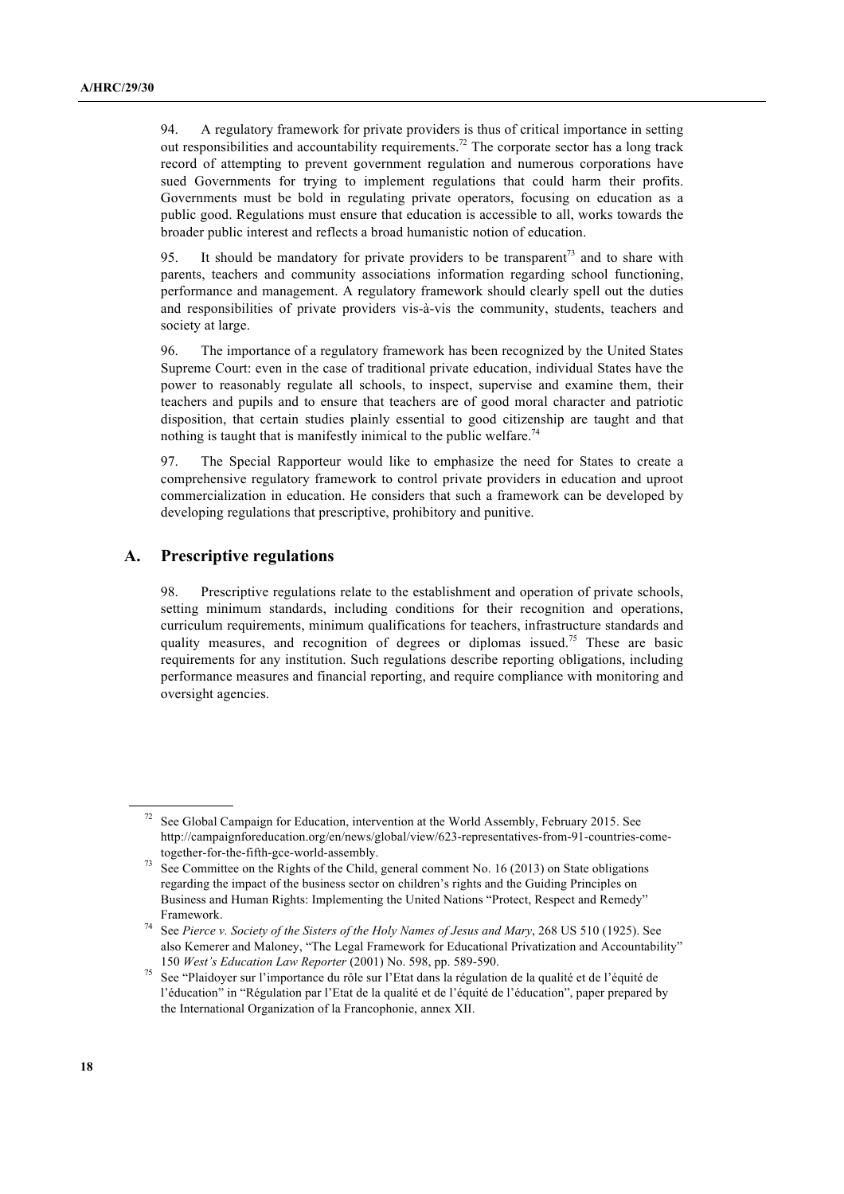94. A regulatory framework for private providers is thus of critical importance in setting out responsibilities and accountability requirements.[72] The corporate sector has a long track record of attempting to prevent government regulation and numerous corporations have sued Governments for trying to implement regulations that could harm their profits. Governments must be bold in regulating private operators, focusing on education as a public good. Regulations must ensure that education is accessible to all, works towards the broader public interest and reflects a broad humanistic notion of education.

95. It should be mandatory for private providers to be transparent[73] and to share with parents, teachers and community associations information regarding school functioning, performance and management. A regulatory framework should clearly spell out the duties and responsibilities of private providers vis-à-vis the community, students, teachers and society at large.

96. The importance of a regulatory framework has been recognized by the United States Supreme Court: even in the case of traditional private education, individual States have the power to reasonably regulate all schools, to inspect, supervise and examine them, their teachers and pupils and to ensure that teachers are of good moral character and patriotic disposition, that certain studies plainly essential to good citizenship are taught and that nothing is taught that is manifestly inimical to the public welfare.[74]

97. The Special Rapporteur would like to emphasize the need for States to create a comprehensive regulatory framework to control private providers in education and uproot commercialization in education. He considers that such a framework can be developed by developing regulations that prescriptive, prohibitory and punitive.

## A. Prescriptive regulations

98. Prescriptive regulations relate to the establishment and operation of private schools, setting minimum standards, including conditions for their recognition and operations, curriculum requirements, minimum qualifications for teachers, infrastructure standards and quality measures, and recognition of degrees or diplomas issued.[75] These are basic requirements for any institution. Such regulations describe reporting obligations, including performance measures and financial reporting, and require compliance with monitoring and oversight agencies.

---

[72] See Global Campaign for Education, intervention at the World Assembly, February 2015. See http://campaignforeducation.org/en/news/global/view/623-representatives-from-91-countries-come-together-for-the-fifth-gce-world-assembly.

[73] See Committee on the Rights of the Child, general comment No. 16 (2013) on State obligations regarding the impact of the business sector on children's rights and the Guiding Principles on Business and Human Rights: Implementing the United Nations "Protect, Respect and Remedy" Framework.

[74] See *Pierce v. Society of the Sisters of the Holy Names of Jesus and Mary*, 268 US 510 (1925). See also Kemerer and Maloney, "The Legal Framework for Educational Privatization and Accountability" 150 *West's Education Law Reporter* (2001) No. 598, pp. 589-590.

[75] See "Plaidoyer sur l'importance du rôle sur l'Etat dans la régulation de la qualité et de l'équité de l'éducation" in "Régulation par l'Etat de la qualité et de l'équité de l'éducation", paper prepared by the International Organization of la Francophonie, annex XII.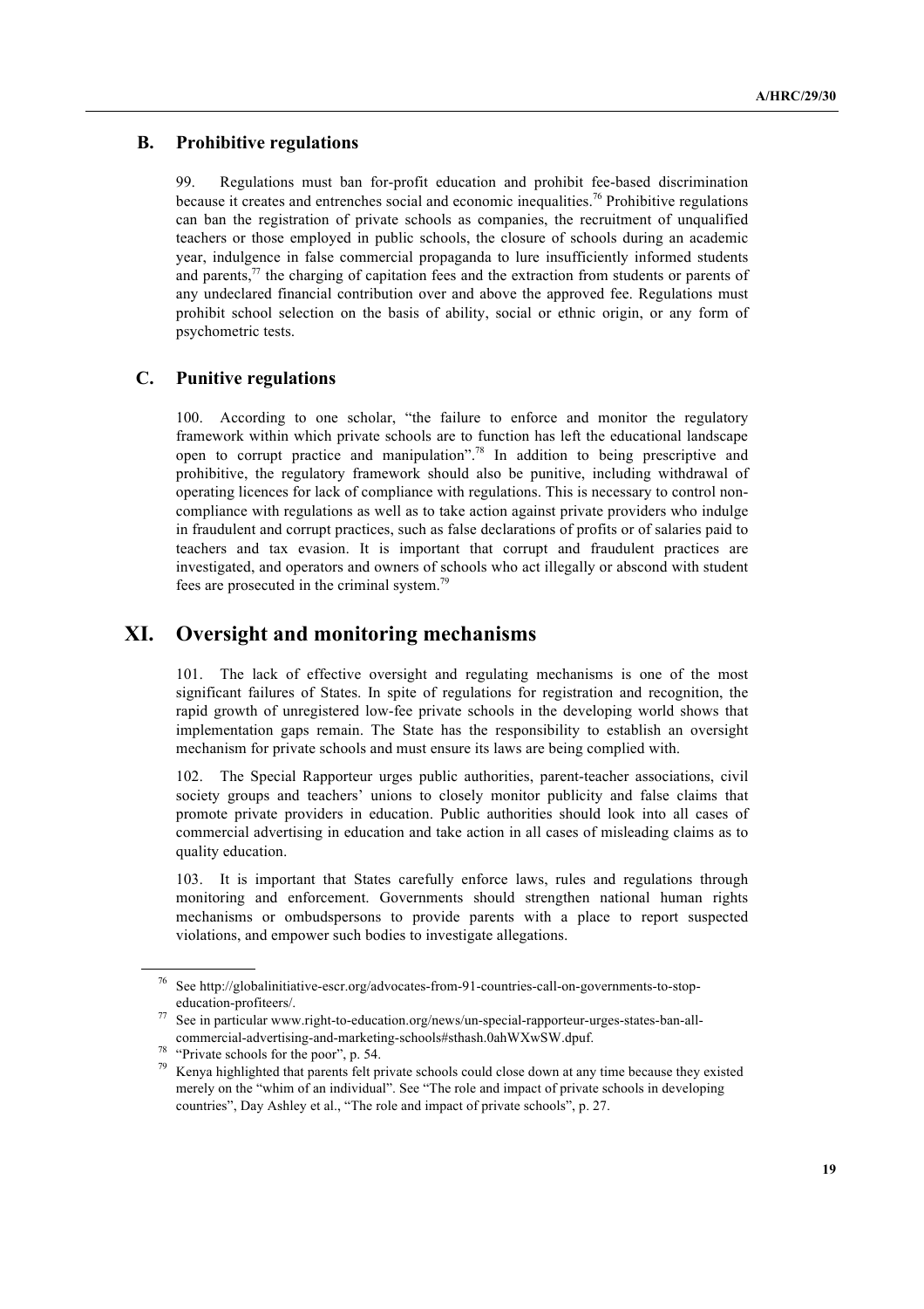### B. Prohibitive regulations

99. Regulations must ban for-profit education and prohibit fee-based discrimination because it creates and entrenches social and economic inequalities.[76] Prohibitive regulations can ban the registration of private schools as companies, the recruitment of unqualified teachers or those employed in public schools, the closure of schools during an academic year, indulgence in false commercial propaganda to lure insufficiently informed students and parents,[77] the charging of capitation fees and the extraction from students or parents of any undeclared financial contribution over and above the approved fee. Regulations must prohibit school selection on the basis of ability, social or ethnic origin, or any form of psychometric tests.

### C. Punitive regulations

100. According to one scholar, "the failure to enforce and monitor the regulatory framework within which private schools are to function has left the educational landscape open to corrupt practice and manipulation".[78] In addition to being prescriptive and prohibitive, the regulatory framework should also be punitive, including withdrawal of operating licences for lack of compliance with regulations. This is necessary to control non-compliance with regulations as well as to take action against private providers who indulge in fraudulent and corrupt practices, such as false declarations of profits or of salaries paid to teachers and tax evasion. It is important that corrupt and fraudulent practices are investigated, and operators and owners of schools who act illegally or abscond with student fees are prosecuted in the criminal system.[79]

## XI. Oversight and monitoring mechanisms

101. The lack of effective oversight and regulating mechanisms is one of the most significant failures of States. In spite of regulations for registration and recognition, the rapid growth of unregistered low-fee private schools in the developing world shows that implementation gaps remain. The State has the responsibility to establish an oversight mechanism for private schools and must ensure its laws are being complied with.

102. The Special Rapporteur urges public authorities, parent-teacher associations, civil society groups and teachers' unions to closely monitor publicity and false claims that promote private providers in education. Public authorities should look into all cases of commercial advertising in education and take action in all cases of misleading claims as to quality education.

103. It is important that States carefully enforce laws, rules and regulations through monitoring and enforcement. Governments should strengthen national human rights mechanisms or ombudspersons to provide parents with a place to report suspected violations, and empower such bodies to investigate allegations.

---

[76] See http://globalinitiative-escr.org/advocates-from-91-countries-call-on-governments-to-stop-education-profiteers/.

[77] See in particular www.right-to-education.org/news/un-special-rapporteur-urges-states-ban-all-commercial-advertising-and-marketing-schools#sthash.0ahWXwSW.dpuf.

[78] "Private schools for the poor", p. 54.

[79] Kenya highlighted that parents felt private schools could close down at any time because they existed merely on the "whim of an individual". See "The role and impact of private schools in developing countries", Day Ashley et al., "The role and impact of private schools", p. 27.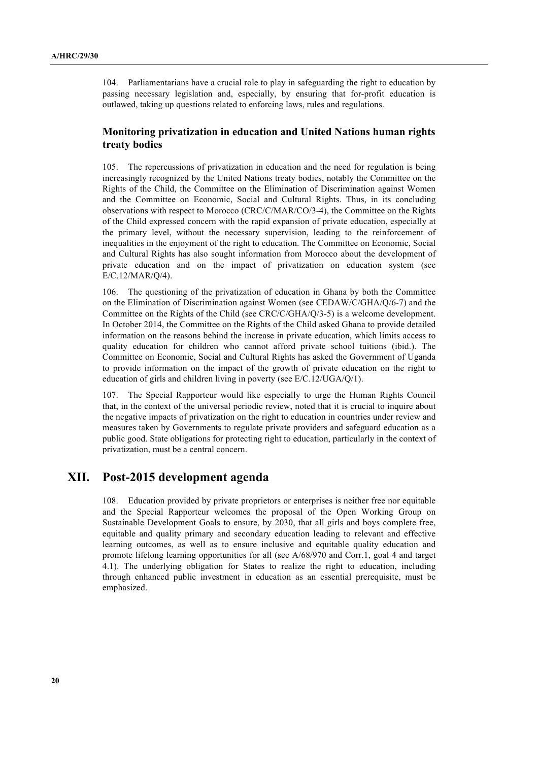104. Parliamentarians have a crucial role to play in safeguarding the right to education by passing necessary legislation and, especially, by ensuring that for-profit education is outlawed, taking up questions related to enforcing laws, rules and regulations.

### Monitoring privatization in education and United Nations human rights treaty bodies

105. The repercussions of privatization in education and the need for regulation is being increasingly recognized by the United Nations treaty bodies, notably the Committee on the Rights of the Child, the Committee on the Elimination of Discrimination against Women and the Committee on Economic, Social and Cultural Rights. Thus, in its concluding observations with respect to Morocco (CRC/C/MAR/CO/3-4), the Committee on the Rights of the Child expressed concern with the rapid expansion of private education, especially at the primary level, without the necessary supervision, leading to the reinforcement of inequalities in the enjoyment of the right to education. The Committee on Economic, Social and Cultural Rights has also sought information from Morocco about the development of private education and on the impact of privatization on education system (see E/C.12/MAR/Q/4).

106. The questioning of the privatization of education in Ghana by both the Committee on the Elimination of Discrimination against Women (see CEDAW/C/GHA/Q/6-7) and the Committee on the Rights of the Child (see CRC/C/GHA/Q/3-5) is a welcome development. In October 2014, the Committee on the Rights of the Child asked Ghana to provide detailed information on the reasons behind the increase in private education, which limits access to quality education for children who cannot afford private school tuitions (ibid.). The Committee on Economic, Social and Cultural Rights has asked the Government of Uganda to provide information on the impact of the growth of private education on the right to education of girls and children living in poverty (see E/C.12/UGA/Q/1).

107. The Special Rapporteur would like especially to urge the Human Rights Council that, in the context of the universal periodic review, noted that it is crucial to inquire about the negative impacts of privatization on the right to education in countries under review and measures taken by Governments to regulate private providers and safeguard education as a public good. State obligations for protecting right to education, particularly in the context of privatization, must be a central concern.

## XII. Post-2015 development agenda

108. Education provided by private proprietors or enterprises is neither free nor equitable and the Special Rapporteur welcomes the proposal of the Open Working Group on Sustainable Development Goals to ensure, by 2030, that all girls and boys complete free, equitable and quality primary and secondary education leading to relevant and effective learning outcomes, as well as to ensure inclusive and equitable quality education and promote lifelong learning opportunities for all (see A/68/970 and Corr.1, goal 4 and target 4.1). The underlying obligation for States to realize the right to education, including through enhanced public investment in education as an essential prerequisite, must be emphasized.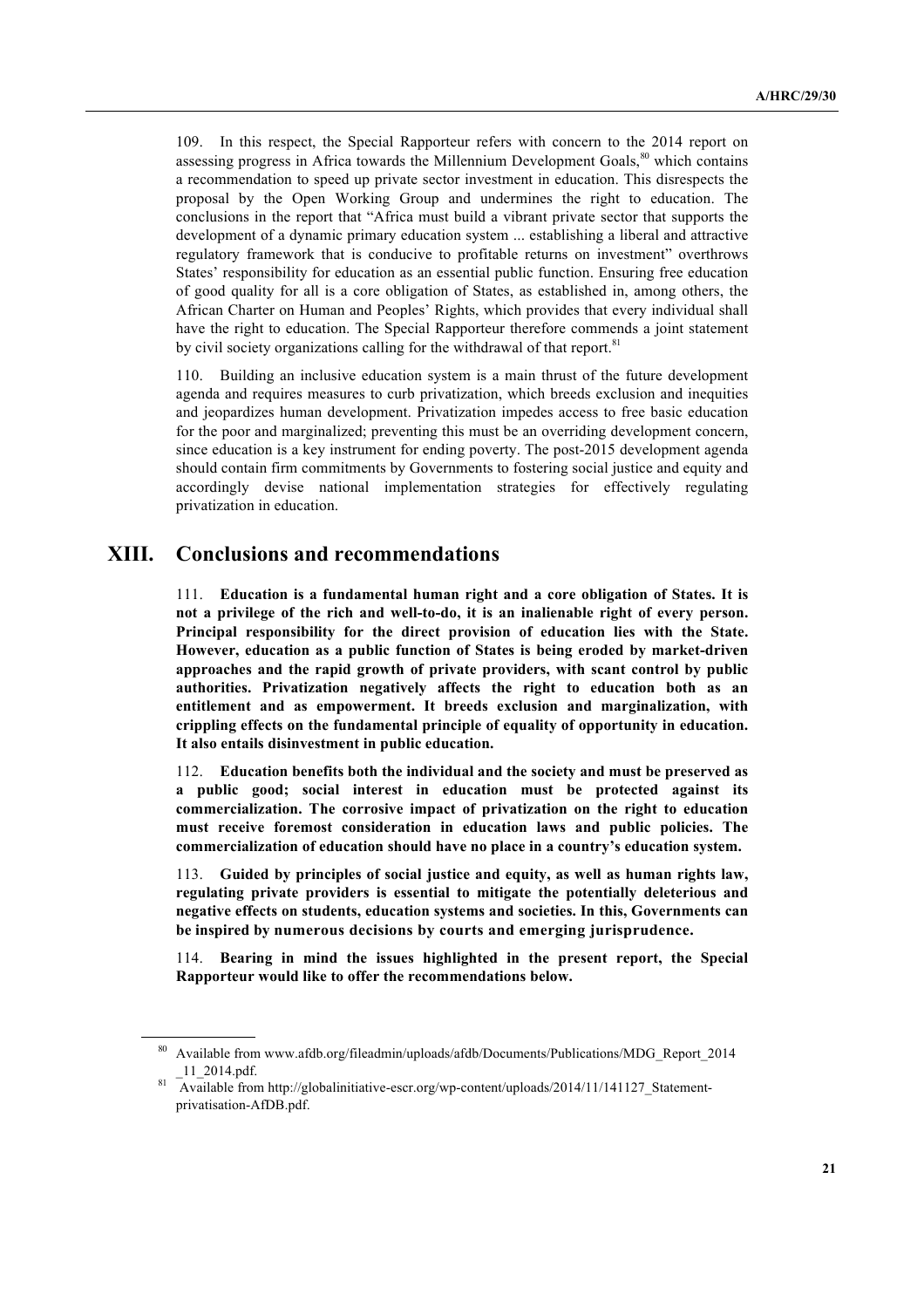109. In this respect, the Special Rapporteur refers with concern to the 2014 report on assessing progress in Africa towards the Millennium Development Goals,[80] which contains a recommendation to speed up private sector investment in education. This disrespects the proposal by the Open Working Group and undermines the right to education. The conclusions in the report that "Africa must build a vibrant private sector that supports the development of a dynamic primary education system ... establishing a liberal and attractive regulatory framework that is conducive to profitable returns on investment" overthrows States' responsibility for education as an essential public function. Ensuring free education of good quality for all is a core obligation of States, as established in, among others, the African Charter on Human and Peoples' Rights, which provides that every individual shall have the right to education. The Special Rapporteur therefore commends a joint statement by civil society organizations calling for the withdrawal of that report.[81]

110. Building an inclusive education system is a main thrust of the future development agenda and requires measures to curb privatization, which breeds exclusion and inequities and jeopardizes human development. Privatization impedes access to free basic education for the poor and marginalized; preventing this must be an overriding development concern, since education is a key instrument for ending poverty. The post-2015 development agenda should contain firm commitments by Governments to fostering social justice and equity and accordingly devise national implementation strategies for effectively regulating privatization in education.

# XIII. Conclusions and recommendations

111. **Education is a fundamental human right and a core obligation of States. It is not a privilege of the rich and well-to-do, it is an inalienable right of every person. Principal responsibility for the direct provision of education lies with the State. However, education as a public function of States is being eroded by market-driven approaches and the rapid growth of private providers, with scant control by public authorities. Privatization negatively affects the right to education both as an entitlement and as empowerment. It breeds exclusion and marginalization, with crippling effects on the fundamental principle of equality of opportunity in education. It also entails disinvestment in public education.**

112. **Education benefits both the individual and the society and must be preserved as a public good; social interest in education must be protected against its commercialization. The corrosive impact of privatization on the right to education must receive foremost consideration in education laws and public policies. The commercialization of education should have no place in a country's education system.**

113. **Guided by principles of social justice and equity, as well as human rights law, regulating private providers is essential to mitigate the potentially deleterious and negative effects on students, education systems and societies. In this, Governments can be inspired by numerous decisions by courts and emerging jurisprudence.**

114. **Bearing in mind the issues highlighted in the present report, the Special Rapporteur would like to offer the recommendations below.**

---

[80] Available from www.afdb.org/fileadmin/uploads/afdb/Documents/Publications/MDG_Report_2014_11_2014.pdf.

[81] Available from http://globalinitiative-escr.org/wp-content/uploads/2014/11/141127_Statement-privatisation-AfDB.pdf.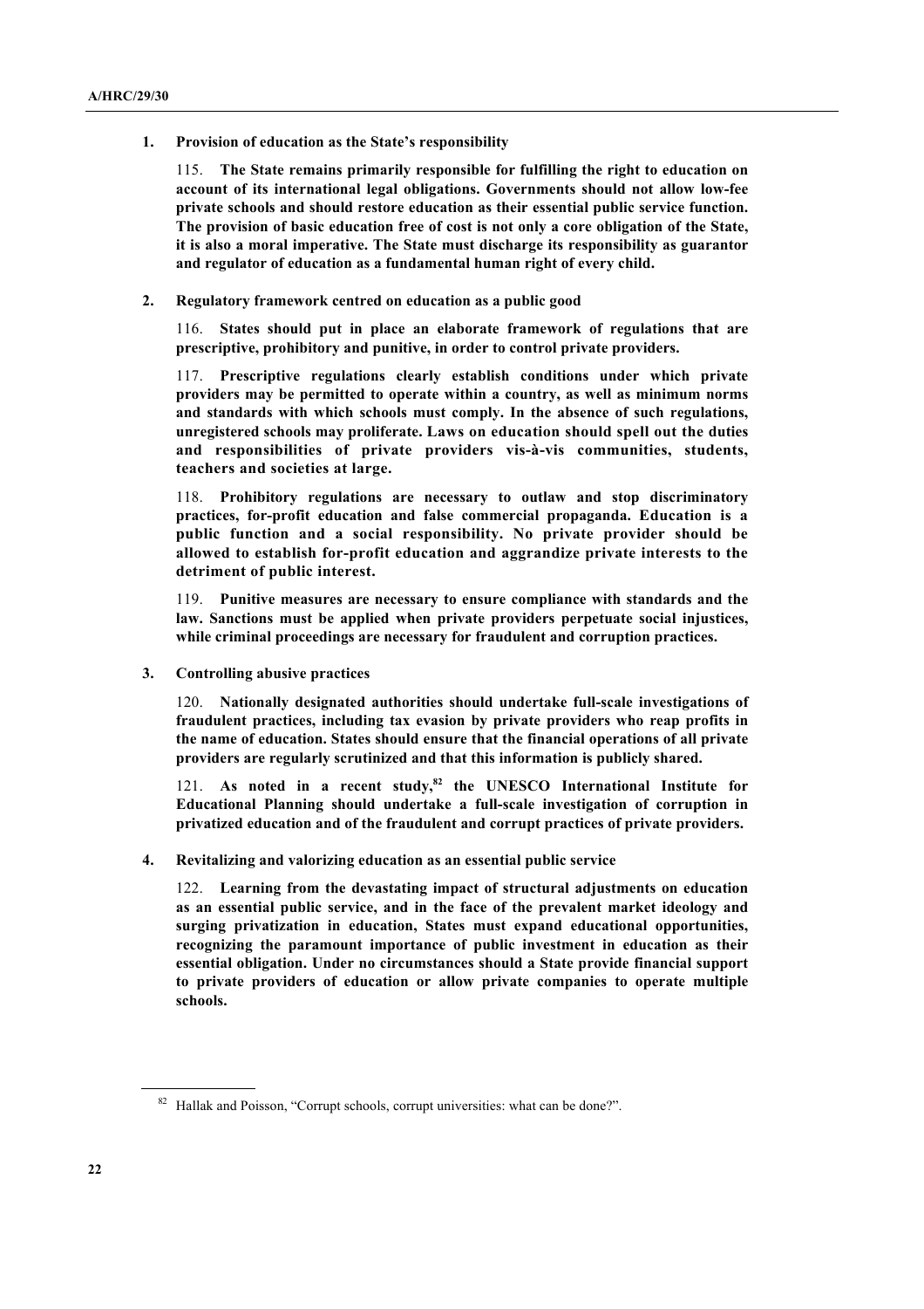### 1. Provision of education as the State's responsibility

115. **The State remains primarily responsible for fulfilling the right to education on account of its international legal obligations. Governments should not allow low-fee private schools and should restore education as their essential public service function. The provision of basic education free of cost is not only a core obligation of the State, it is also a moral imperative. The State must discharge its responsibility as guarantor and regulator of education as a fundamental human right of every child.**

### 2. Regulatory framework centred on education as a public good

116. **States should put in place an elaborate framework of regulations that are prescriptive, prohibitory and punitive, in order to control private providers.**

117. **Prescriptive regulations clearly establish conditions under which private providers may be permitted to operate within a country, as well as minimum norms and standards with which schools must comply. In the absence of such regulations, unregistered schools may proliferate. Laws on education should spell out the duties and responsibilities of private providers vis-à-vis communities, students, teachers and societies at large.**

118. **Prohibitory regulations are necessary to outlaw and stop discriminatory practices, for-profit education and false commercial propaganda. Education is a public function and a social responsibility. No private provider should be allowed to establish for-profit education and aggrandize private interests to the detriment of public interest.**

119. **Punitive measures are necessary to ensure compliance with standards and the law. Sanctions must be applied when private providers perpetuate social injustices, while criminal proceedings are necessary for fraudulent and corruption practices.**

### 3. Controlling abusive practices

120. **Nationally designated authorities should undertake full-scale investigations of fraudulent practices, including tax evasion by private providers who reap profits in the name of education. States should ensure that the financial operations of all private providers are regularly scrutinized and that this information is publicly shared.**

121. **As noted in a recent study,[82] the UNESCO International Institute for Educational Planning should undertake a full-scale investigation of corruption in privatized education and of the fraudulent and corrupt practices of private providers.**

### 4. Revitalizing and valorizing education as an essential public service

122. **Learning from the devastating impact of structural adjustments on education as an essential public service, and in the face of the prevalent market ideology and surging privatization in education, States must expand educational opportunities, recognizing the paramount importance of public investment in education as their essential obligation. Under no circumstances should a State provide financial support to private providers of education or allow private companies to operate multiple schools.**

---

[82] Hallak and Poisson, "Corrupt schools, corrupt universities: what can be done?".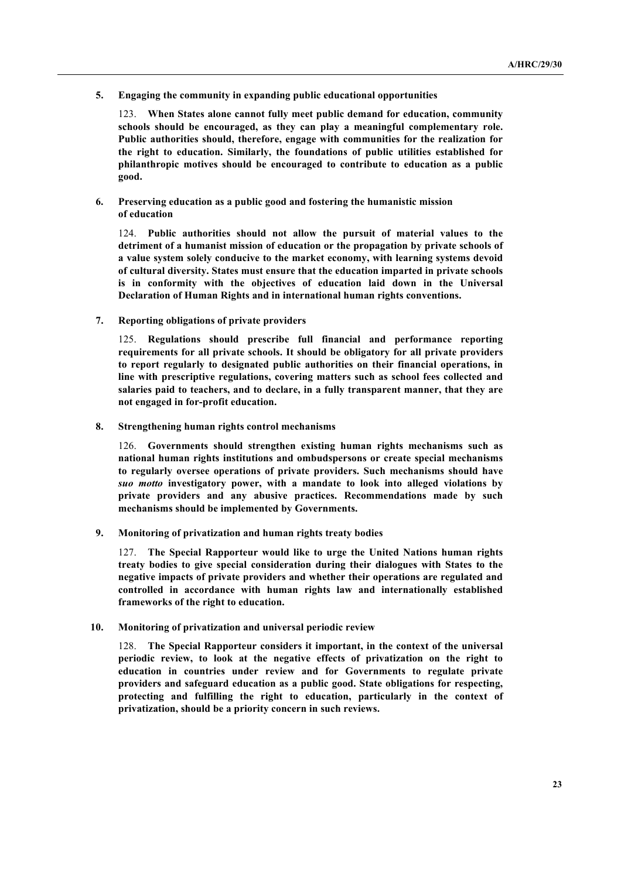### 5. Engaging the community in expanding public educational opportunities

123. **When States alone cannot fully meet public demand for education, community schools should be encouraged, as they can play a meaningful complementary role. Public authorities should, therefore, engage with communities for the realization for the right to education. Similarly, the foundations of public utilities established for philanthropic motives should be encouraged to contribute to education as a public good.**

### 6. Preserving education as a public good and fostering the humanistic mission of education

124. **Public authorities should not allow the pursuit of material values to the detriment of a humanist mission of education or the propagation by private schools of a value system solely conducive to the market economy, with learning systems devoid of cultural diversity. States must ensure that the education imparted in private schools is in conformity with the objectives of education laid down in the Universal Declaration of Human Rights and in international human rights conventions.**

### 7. Reporting obligations of private providers

125. **Regulations should prescribe full financial and performance reporting requirements for all private schools. It should be obligatory for all private providers to report regularly to designated public authorities on their financial operations, in line with prescriptive regulations, covering matters such as school fees collected and salaries paid to teachers, and to declare, in a fully transparent manner, that they are not engaged in for-profit education.**

### 8. Strengthening human rights control mechanisms

126. **Governments should strengthen existing human rights mechanisms such as national human rights institutions and ombudspersons or create special mechanisms to regularly oversee operations of private providers. Such mechanisms should have *suo motto* investigatory power, with a mandate to look into alleged violations by private providers and any abusive practices. Recommendations made by such mechanisms should be implemented by Governments.**

### 9. Monitoring of privatization and human rights treaty bodies

127. **The Special Rapporteur would like to urge the United Nations human rights treaty bodies to give special consideration during their dialogues with States to the negative impacts of private providers and whether their operations are regulated and controlled in accordance with human rights law and internationally established frameworks of the right to education.**

### 10. Monitoring of privatization and universal periodic review

128. **The Special Rapporteur considers it important, in the context of the universal periodic review, to look at the negative effects of privatization on the right to education in countries under review and for Governments to regulate private providers and safeguard education as a public good. State obligations for respecting, protecting and fulfilling the right to education, particularly in the context of privatization, should be a priority concern in such reviews.**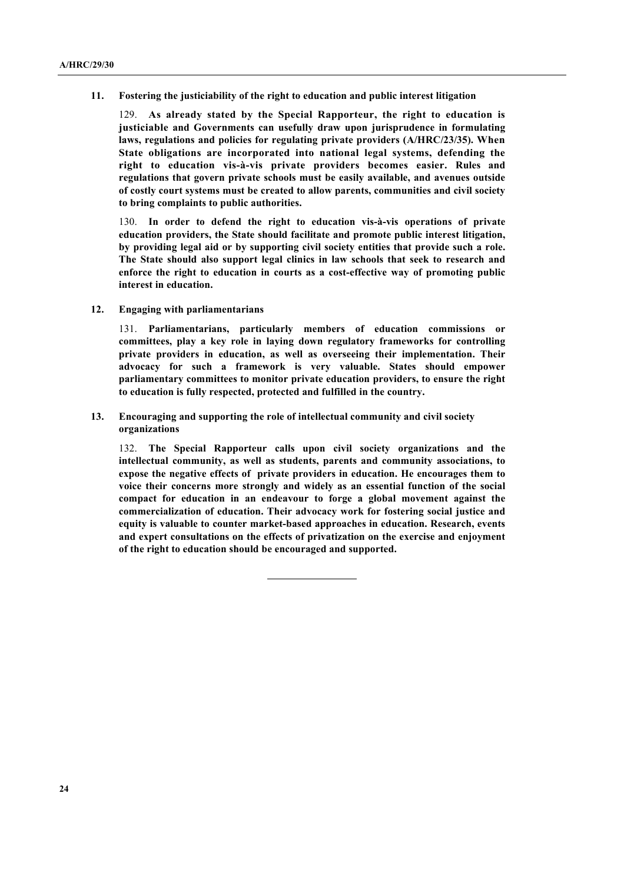## 11. Fostering the justiciability of the right to education and public interest litigation

129. **As already stated by the Special Rapporteur, the right to education is justiciable and Governments can usefully draw upon jurisprudence in formulating laws, regulations and policies for regulating private providers (A/HRC/23/35). When State obligations are incorporated into national legal systems, defending the right to education vis-à-vis private providers becomes easier. Rules and regulations that govern private schools must be easily available, and avenues outside of costly court systems must be created to allow parents, communities and civil society to bring complaints to public authorities.**

130. **In order to defend the right to education vis-à-vis operations of private education providers, the State should facilitate and promote public interest litigation, by providing legal aid or by supporting civil society entities that provide such a role. The State should also support legal clinics in law schools that seek to research and enforce the right to education in courts as a cost-effective way of promoting public interest in education.**

## 12. Engaging with parliamentarians

131. **Parliamentarians, particularly members of education commissions or committees, play a key role in laying down regulatory frameworks for controlling private providers in education, as well as overseeing their implementation. Their advocacy for such a framework is very valuable. States should empower parliamentary committees to monitor private education providers, to ensure the right to education is fully respected, protected and fulfilled in the country.**

## 13. Encouraging and supporting the role of intellectual community and civil society organizations

132. **The Special Rapporteur calls upon civil society organizations and the intellectual community, as well as students, parents and community associations, to expose the negative effects of private providers in education. He encourages them to voice their concerns more strongly and widely as an essential function of the social compact for education in an endeavour to forge a global movement against the commercialization of education. Their advocacy work for fostering social justice and equity is valuable to counter market-based approaches in education. Research, events and expert consultations on the effects of privatization on the exercise and enjoyment of the right to education should be encouraged and supported.**